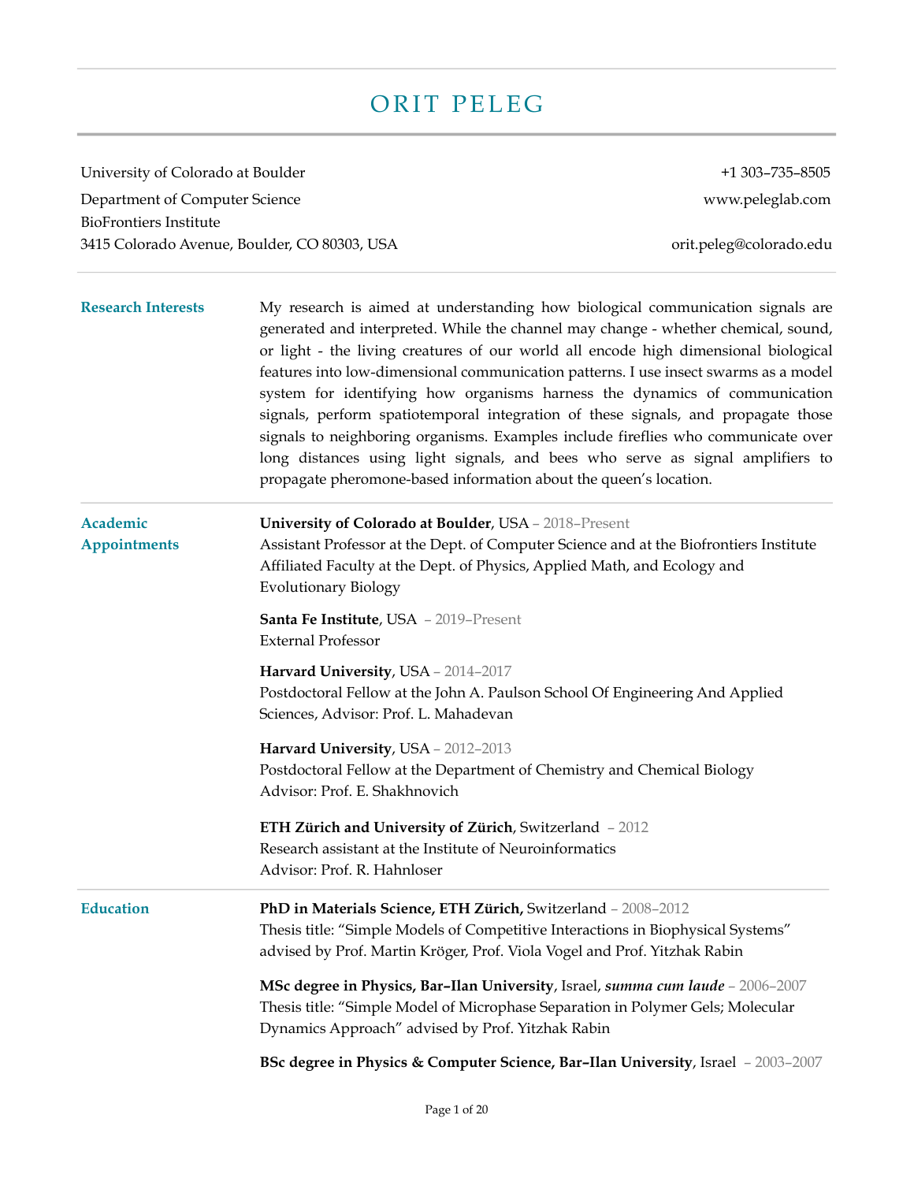# ORIT PELEG

University of Colorado at Boulder
Department of Computer Science
BioFrontiers Institute
3415 Colorado Avenue, Boulder, CO 80303, USA

+1 303–735–8505
www.peleglab.com
orit.peleg@colorado.edu

## Research Interests

My research is aimed at understanding how biological communication signals are generated and interpreted. While the channel may change - whether chemical, sound, or light - the living creatures of our world all encode high dimensional biological features into low-dimensional communication patterns. I use insect swarms as a model system for identifying how organisms harness the dynamics of communication signals, perform spatiotemporal integration of these signals, and propagate those signals to neighboring organisms. Examples include fireflies who communicate over long distances using light signals, and bees who serve as signal amplifiers to propagate pheromone-based information about the queen's location.

## Academic Appointments

**University of Colorado at Boulder**, USA – 2018–Present
Assistant Professor at the Dept. of Computer Science and at the Biofrontiers Institute
Affiliated Faculty at the Dept. of Physics, Applied Math, and Ecology and Evolutionary Biology

**Santa Fe Institute**, USA – 2019–Present
External Professor

**Harvard University**, USA – 2014–2017
Postdoctoral Fellow at the John A. Paulson School Of Engineering And Applied Sciences, Advisor: Prof. L. Mahadevan

**Harvard University**, USA – 2012–2013
Postdoctoral Fellow at the Department of Chemistry and Chemical Biology
Advisor: Prof. E. Shakhnovich

**ETH Zürich and University of Zürich**, Switzerland – 2012
Research assistant at the Institute of Neuroinformatics
Advisor: Prof. R. Hahnloser

## Education

**PhD in Materials Science, ETH Zürich,** Switzerland – 2008–2012
Thesis title: "Simple Models of Competitive Interactions in Biophysical Systems" advised by Prof. Martin Kröger, Prof. Viola Vogel and Prof. Yitzhak Rabin

**MSc degree in Physics, Bar–Ilan University**, Israel, ***summa cum laude*** – 2006–2007
Thesis title: "Simple Model of Microphase Separation in Polymer Gels; Molecular Dynamics Approach" advised by Prof. Yitzhak Rabin

**BSc degree in Physics & Computer Science, Bar–Ilan University**, Israel – 2003–2007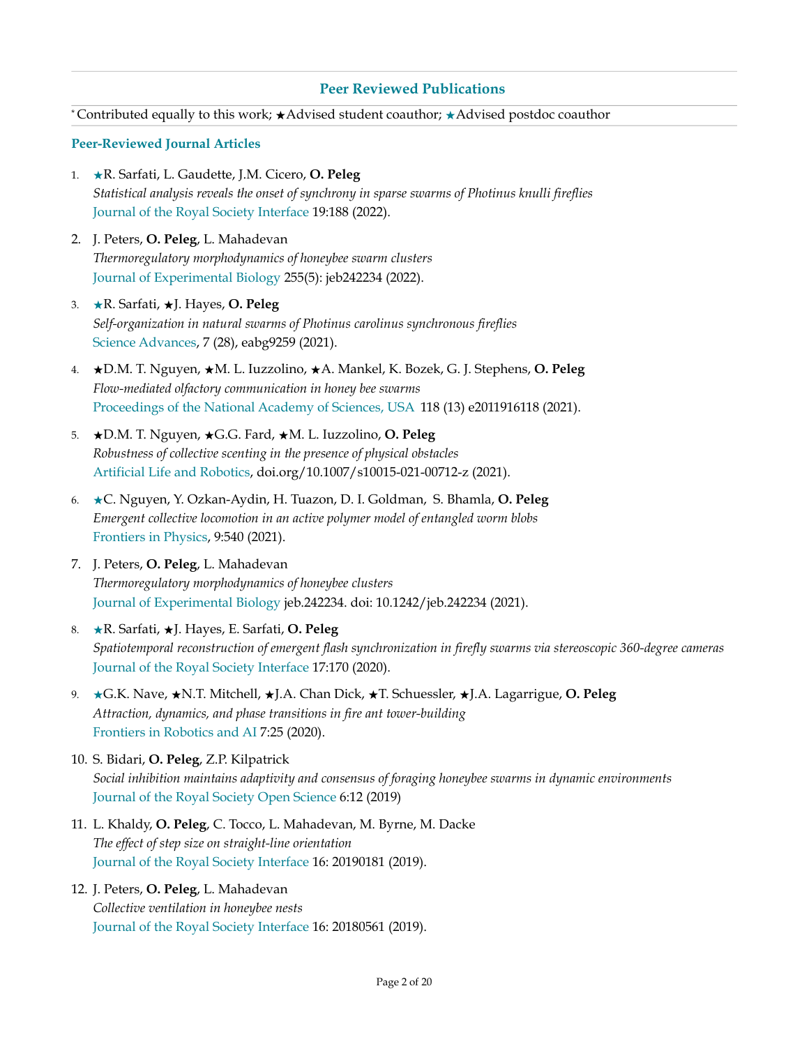## Peer Reviewed Publications

[*] Contributed equally to this work; ★Advised student coauthor; ★Advised postdoc coauthor

### Peer-Reviewed Journal Articles

1. ★R. Sarfati, L. Gaudette, J.M. Cicero, **O. Peleg**
   *Statistical analysis reveals the onset of synchrony in sparse swarms of Photinus knulli fireflies*
   Journal of the Royal Society Interface 19:188 (2022).

2. J. Peters, **O. Peleg**, L. Mahadevan
   *Thermoregulatory morphodynamics of honeybee swarm clusters*
   Journal of Experimental Biology 255(5): jeb242234 (2022).

3. ★R. Sarfati, ★J. Hayes, **O. Peleg**
   *Self-organization in natural swarms of Photinus carolinus synchronous fireflies*
   Science Advances, 7 (28), eabg9259 (2021).

4. ★D.M. T. Nguyen, ★M. L. Iuzzolino, ★A. Mankel, K. Bozek, G. J. Stephens, **O. Peleg**
   *Flow-mediated olfactory communication in honey bee swarms*
   Proceedings of the National Academy of Sciences, USA 118 (13) e2011916118 (2021).

5. ★D.M. T. Nguyen, ★G.G. Fard, ★M. L. Iuzzolino, **O. Peleg**
   *Robustness of collective scenting in the presence of physical obstacles*
   Artificial Life and Robotics, doi.org/10.1007/s10015-021-00712-z (2021).

6. ★C. Nguyen, Y. Ozkan-Aydin, H. Tuazon, D. I. Goldman, S. Bhamla, **O. Peleg**
   *Emergent collective locomotion in an active polymer model of entangled worm blobs*
   Frontiers in Physics, 9:540 (2021).

7. J. Peters, **O. Peleg**, L. Mahadevan
   *Thermoregulatory morphodynamics of honeybee clusters*
   Journal of Experimental Biology jeb.242234. doi: 10.1242/jeb.242234 (2021).

8. ★R. Sarfati, ★J. Hayes, E. Sarfati, **O. Peleg**
   *Spatiotemporal reconstruction of emergent flash synchronization in firefly swarms via stereoscopic 360-degree cameras*
   Journal of the Royal Society Interface 17:170 (2020).

9. ★G.K. Nave, ★N.T. Mitchell, ★J.A. Chan Dick, ★T. Schuessler, ★J.A. Lagarrigue, **O. Peleg**
   *Attraction, dynamics, and phase transitions in fire ant tower-building*
   Frontiers in Robotics and AI 7:25 (2020).

10. S. Bidari, **O. Peleg**, Z.P. Kilpatrick
    *Social inhibition maintains adaptivity and consensus of foraging honeybee swarms in dynamic environments*
    Journal of the Royal Society Open Science 6:12 (2019)

11. L. Khaldy, **O. Peleg**, C. Tocco, L. Mahadevan, M. Byrne, M. Dacke
    *The effect of step size on straight-line orientation*
    Journal of the Royal Society Interface 16: 20190181 (2019).

12. J. Peters, **O. Peleg**, L. Mahadevan
    *Collective ventilation in honeybee nests*
    Journal of the Royal Society Interface 16: 20180561 (2019).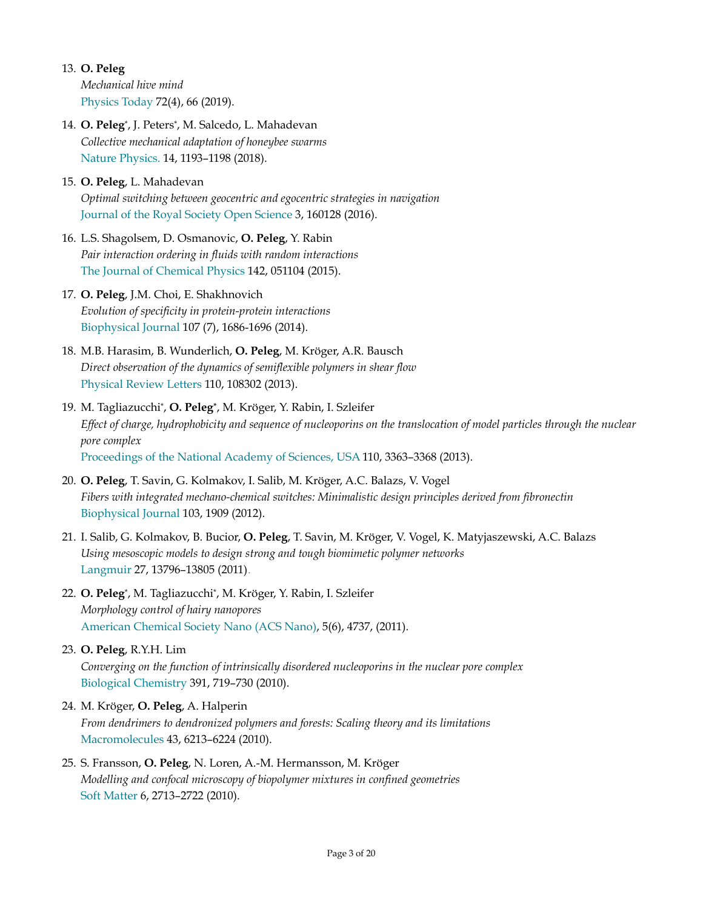13. **O. Peleg**
    *Mechanical hive mind*
    Physics Today 72(4), 66 (2019).

14. **O. Peleg***, J. Peters*, M. Salcedo, L. Mahadevan
    *Collective mechanical adaptation of honeybee swarms*
    Nature Physics. 14, 1193–1198 (2018).

15. **O. Peleg**, L. Mahadevan
    *Optimal switching between geocentric and egocentric strategies in navigation*
    Journal of the Royal Society Open Science 3, 160128 (2016).

16. L.S. Shagolsem, D. Osmanovic, **O. Peleg**, Y. Rabin
    *Pair interaction ordering in fluids with random interactions*
    The Journal of Chemical Physics 142, 051104 (2015).

17. **O. Peleg**, J.M. Choi, E. Shakhnovich
    *Evolution of specificity in protein-protein interactions*
    Biophysical Journal 107 (7), 1686-1696 (2014).

18. M.B. Harasim, B. Wunderlich, **O. Peleg**, M. Kröger, A.R. Bausch
    *Direct observation of the dynamics of semiflexible polymers in shear flow*
    Physical Review Letters 110, 108302 (2013).

19. M. Tagliazucchi*, **O. Peleg***, M. Kröger, Y. Rabin, I. Szleifer
    *Effect of charge, hydrophobicity and sequence of nucleoporins on the translocation of model particles through the nuclear pore complex*
    Proceedings of the National Academy of Sciences, USA 110, 3363–3368 (2013).

20. **O. Peleg**, T. Savin, G. Kolmakov, I. Salib, M. Kröger, A.C. Balazs, V. Vogel
    *Fibers with integrated mechano-chemical switches: Minimalistic design principles derived from fibronectin*
    Biophysical Journal 103, 1909 (2012).

21. I. Salib, G. Kolmakov, B. Bucior, **O. Peleg**, T. Savin, M. Kröger, V. Vogel, K. Matyjaszewski, A.C. Balazs
    *Using mesoscopic models to design strong and tough biomimetic polymer networks*
    Langmuir 27, 13796–13805 (2011).

22. **O. Peleg***, M. Tagliazucchi*, M. Kröger, Y. Rabin, I. Szleifer
    *Morphology control of hairy nanopores*
    American Chemical Society Nano (ACS Nano), 5(6), 4737, (2011).

23. **O. Peleg**, R.Y.H. Lim
    *Converging on the function of intrinsically disordered nucleoporins in the nuclear pore complex*
    Biological Chemistry 391, 719–730 (2010).

24. M. Kröger, **O. Peleg**, A. Halperin
    *From dendrimers to dendronized polymers and forests: Scaling theory and its limitations*
    Macromolecules 43, 6213–6224 (2010).

25. S. Fransson, **O. Peleg**, N. Loren, A.-M. Hermansson, M. Kröger
    *Modelling and confocal microscopy of biopolymer mixtures in confined geometries*
    Soft Matter 6, 2713–2722 (2010).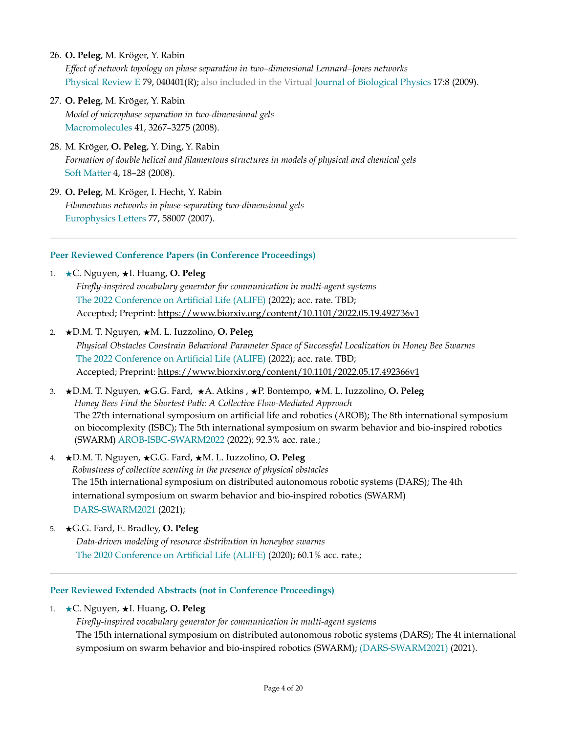26. **O. Peleg**, M. Kröger, Y. Rabin
    *Effect of network topology on phase separation in two–dimensional Lennard–Jones networks*
    Physical Review E 79, 040401(R); also included in the Virtual Journal of Biological Physics 17:8 (2009).

27. **O. Peleg**, M. Kröger, Y. Rabin
    *Model of microphase separation in two-dimensional gels*
    Macromolecules 41, 3267–3275 (2008).

28. M. Kröger, **O. Peleg**, Y. Ding, Y. Rabin
    *Formation of double helical and filamentous structures in models of physical and chemical gels*
    Soft Matter 4, 18–28 (2008).

29. **O. Peleg**, M. Kröger, I. Hecht, Y. Rabin
    *Filamentous networks in phase-separating two-dimensional gels*
    Europhysics Letters 77, 58007 (2007).

---

### Peer Reviewed Conference Papers (in Conference Proceedings)

1. ★C. Nguyen, ★I. Huang, **O. Peleg**
   *Firefly-inspired vocabulary generator for communication in multi-agent systems*
   The 2022 Conference on Artificial Life (ALIFE) (2022); acc. rate. TBD;
   Accepted; Preprint: https://www.biorxiv.org/content/10.1101/2022.05.19.492736v1

2. ★D.M. T. Nguyen, ★M. L. Iuzzolino, **O. Peleg**
   *Physical Obstacles Constrain Behavioral Parameter Space of Successful Localization in Honey Bee Swarms*
   The 2022 Conference on Artificial Life (ALIFE) (2022); acc. rate. TBD;
   Accepted; Preprint: https://www.biorxiv.org/content/10.1101/2022.05.17.492366v1

3. ★D.M. T. Nguyen, ★G.G. Fard, ★A. Atkins , ★P. Bontempo, ★M. L. Iuzzolino, **O. Peleg**
   *Honey Bees Find the Shortest Path: A Collective Flow-Mediated Approach*
   The 27th international symposium on artificial life and robotics (AROB); The 8th international symposium on biocomplexity (ISBC); The 5th international symposium on swarm behavior and bio-inspired robotics (SWARM) AROB-ISBC-SWARM2022 (2022); 92.3% acc. rate.;

4. ★D.M. T. Nguyen, ★G.G. Fard, ★M. L. Iuzzolino, **O. Peleg**
   *Robustness of collective scenting in the presence of physical obstacles*
   The 15th international symposium on distributed autonomous robotic systems (DARS); The 4th international symposium on swarm behavior and bio-inspired robotics (SWARM) DARS-SWARM2021 (2021);

5. ★G.G. Fard, E. Bradley, **O. Peleg**
   *Data-driven modeling of resource distribution in honeybee swarms*
   The 2020 Conference on Artificial Life (ALIFE) (2020); 60.1% acc. rate.;

---

### Peer Reviewed Extended Abstracts (not in Conference Proceedings)

1. ★C. Nguyen, ★I. Huang, **O. Peleg**
   *Firefly-inspired vocabulary generator for communication in multi-agent systems*
   The 15th international symposium on distributed autonomous robotic systems (DARS); The 4t international symposium on swarm behavior and bio-inspired robotics (SWARM); (DARS-SWARM2021) (2021).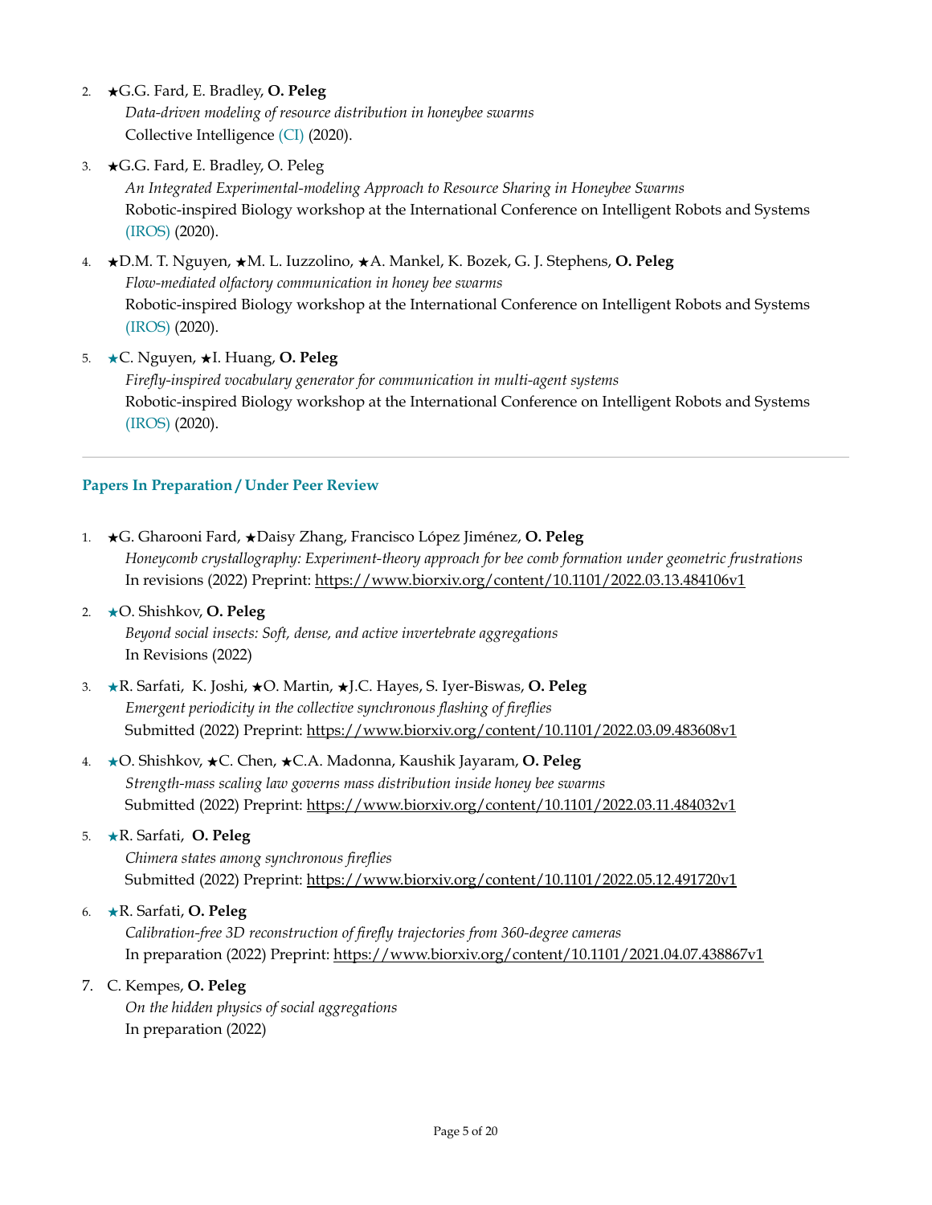2. ★G.G. Fard, E. Bradley, **O. Peleg**
   *Data-driven modeling of resource distribution in honeybee swarms*
   Collective Intelligence (CI) (2020).

3. ★G.G. Fard, E. Bradley, O. Peleg
   *An Integrated Experimental-modeling Approach to Resource Sharing in Honeybee Swarms*
   Robotic-inspired Biology workshop at the International Conference on Intelligent Robots and Systems (IROS) (2020).

4. ★D.M. T. Nguyen, ★M. L. Iuzzolino, ★A. Mankel, K. Bozek, G. J. Stephens, **O. Peleg**
   *Flow-mediated olfactory communication in honey bee swarms*
   Robotic-inspired Biology workshop at the International Conference on Intelligent Robots and Systems (IROS) (2020).

5. ★C. Nguyen, ★I. Huang, **O. Peleg**
   *Firefly-inspired vocabulary generator for communication in multi-agent systems*
   Robotic-inspired Biology workshop at the International Conference on Intelligent Robots and Systems (IROS) (2020).

---

### Papers In Preparation / Under Peer Review

1. ★G. Gharooni Fard, ★Daisy Zhang, Francisco López Jiménez, **O. Peleg**
   *Honeycomb crystallography: Experiment-theory approach for bee comb formation under geometric frustrations*
   In revisions (2022) Preprint: https://www.biorxiv.org/content/10.1101/2022.03.13.484106v1

2. ★O. Shishkov, **O. Peleg**
   *Beyond social insects: Soft, dense, and active invertebrate aggregations*
   In Revisions (2022)

3. ★R. Sarfati, K. Joshi, ★O. Martin, ★J.C. Hayes, S. Iyer-Biswas, **O. Peleg**
   *Emergent periodicity in the collective synchronous flashing of fireflies*
   Submitted (2022) Preprint: https://www.biorxiv.org/content/10.1101/2022.03.09.483608v1

4. ★O. Shishkov, ★C. Chen, ★C.A. Madonna, Kaushik Jayaram, **O. Peleg**
   *Strength-mass scaling law governs mass distribution inside honey bee swarms*
   Submitted (2022) Preprint: https://www.biorxiv.org/content/10.1101/2022.03.11.484032v1

5. ★R. Sarfati, **O. Peleg**
   *Chimera states among synchronous fireflies*
   Submitted (2022) Preprint: https://www.biorxiv.org/content/10.1101/2022.05.12.491720v1

6. ★R. Sarfati, **O. Peleg**
   *Calibration-free 3D reconstruction of firefly trajectories from 360-degree cameras*
   In preparation (2022) Preprint: https://www.biorxiv.org/content/10.1101/2021.04.07.438867v1

7. C. Kempes, **O. Peleg**
   *On the hidden physics of social aggregations*
   In preparation (2022)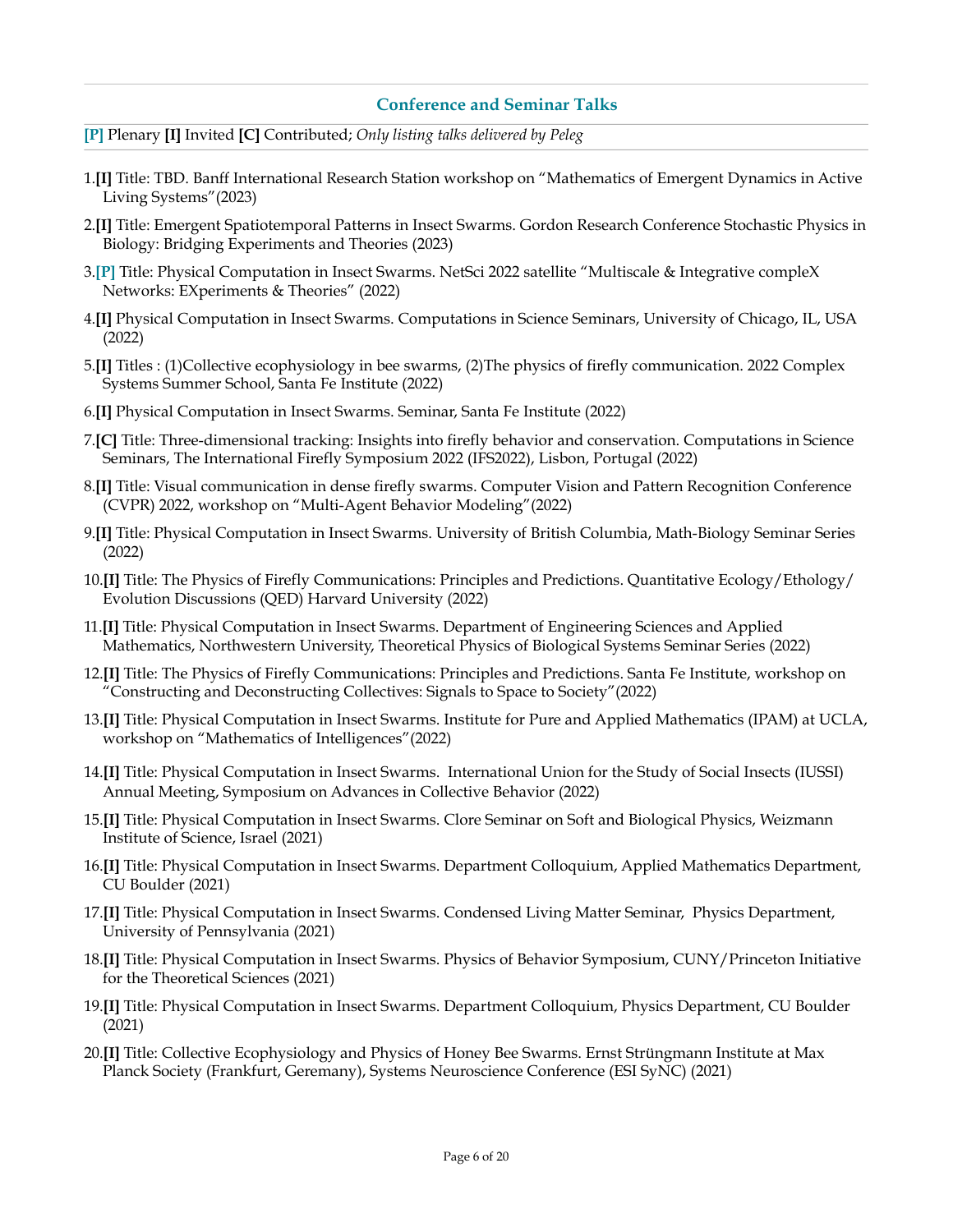## Conference and Seminar Talks

[P] Plenary **[I]** Invited **[C]** Contributed; *Only listing talks delivered by Peleg*

1. **[I]** Title: TBD. Banff International Research Station workshop on "Mathematics of Emergent Dynamics in Active Living Systems"(2023)
2. **[I]** Title: Emergent Spatiotemporal Patterns in Insect Swarms. Gordon Research Conference Stochastic Physics in Biology: Bridging Experiments and Theories (2023)
3. [P] Title: Physical Computation in Insect Swarms. NetSci 2022 satellite "Multiscale & Integrative compleX Networks: EXperiments & Theories" (2022)
4. **[I]** Physical Computation in Insect Swarms. Computations in Science Seminars, University of Chicago, IL, USA (2022)
5. **[I]** Titles : (1)Collective ecophysiology in bee swarms, (2)The physics of firefly communication. 2022 Complex Systems Summer School, Santa Fe Institute (2022)
6. **[I]** Physical Computation in Insect Swarms. Seminar, Santa Fe Institute (2022)
7. **[C]** Title: Three-dimensional tracking: Insights into firefly behavior and conservation. Computations in Science Seminars, The International Firefly Symposium 2022 (IFS2022), Lisbon, Portugal (2022)
8. **[I]** Title: Visual communication in dense firefly swarms. Computer Vision and Pattern Recognition Conference (CVPR) 2022, workshop on "Multi-Agent Behavior Modeling"(2022)
9. **[I]** Title: Physical Computation in Insect Swarms. University of British Columbia, Math-Biology Seminar Series (2022)
10. **[I]** Title: The Physics of Firefly Communications: Principles and Predictions. Quantitative Ecology/Ethology/ Evolution Discussions (QED) Harvard University (2022)
11. **[I]** Title: Physical Computation in Insect Swarms. Department of Engineering Sciences and Applied Mathematics, Northwestern University, Theoretical Physics of Biological Systems Seminar Series (2022)
12. **[I]** Title: The Physics of Firefly Communications: Principles and Predictions. Santa Fe Institute, workshop on "Constructing and Deconstructing Collectives: Signals to Space to Society"(2022)
13. **[I]** Title: Physical Computation in Insect Swarms. Institute for Pure and Applied Mathematics (IPAM) at UCLA, workshop on "Mathematics of Intelligences"(2022)
14. **[I]** Title: Physical Computation in Insect Swarms. International Union for the Study of Social Insects (IUSSI) Annual Meeting, Symposium on Advances in Collective Behavior (2022)
15. **[I]** Title: Physical Computation in Insect Swarms. Clore Seminar on Soft and Biological Physics, Weizmann Institute of Science, Israel (2021)
16. **[I]** Title: Physical Computation in Insect Swarms. Department Colloquium, Applied Mathematics Department, CU Boulder (2021)
17. **[I]** Title: Physical Computation in Insect Swarms. Condensed Living Matter Seminar, Physics Department, University of Pennsylvania (2021)
18. **[I]** Title: Physical Computation in Insect Swarms. Physics of Behavior Symposium, CUNY/Princeton Initiative for the Theoretical Sciences (2021)
19. **[I]** Title: Physical Computation in Insect Swarms. Department Colloquium, Physics Department, CU Boulder (2021)
20. **[I]** Title: Collective Ecophysiology and Physics of Honey Bee Swarms. Ernst Strüngmann Institute at Max Planck Society (Frankfurt, Geremany), Systems Neuroscience Conference (ESI SyNC) (2021)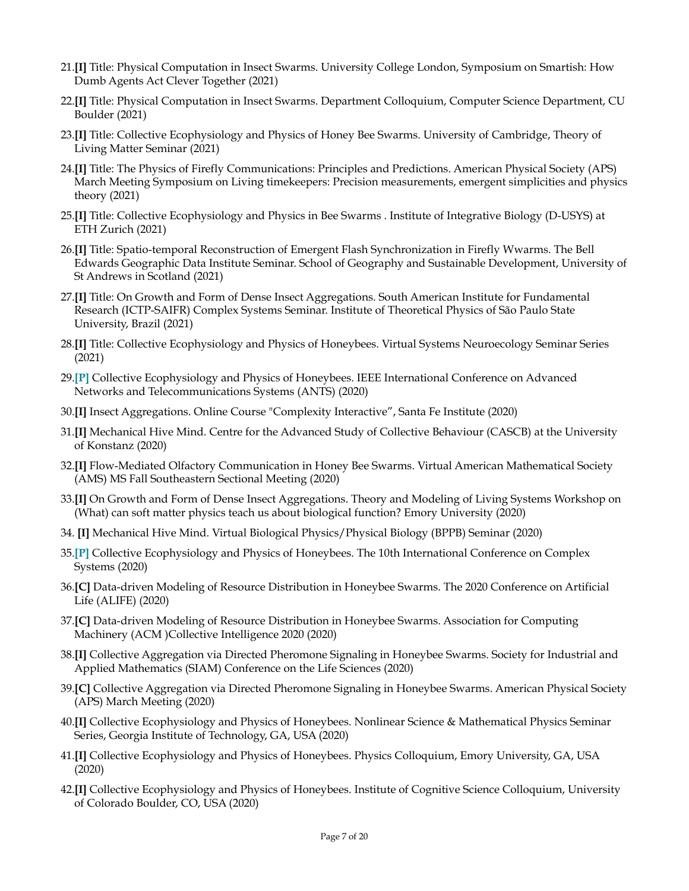21. **[I]** Title: Physical Computation in Insect Swarms. University College London, Symposium on Smartish: How Dumb Agents Act Clever Together (2021)

22. **[I]** Title: Physical Computation in Insect Swarms. Department Colloquium, Computer Science Department, CU Boulder (2021)

23. **[I]** Title: Collective Ecophysiology and Physics of Honey Bee Swarms. University of Cambridge, Theory of Living Matter Seminar (2021)

24. **[I]** Title: The Physics of Firefly Communications: Principles and Predictions. American Physical Society (APS) March Meeting Symposium on Living timekeepers: Precision measurements, emergent simplicities and physics theory (2021)

25. **[I]** Title: Collective Ecophysiology and Physics in Bee Swarms . Institute of Integrative Biology (D-USYS) at ETH Zurich (2021)

26. **[I]** Title: Spatio-temporal Reconstruction of Emergent Flash Synchronization in Firefly Wwarms. The Bell Edwards Geographic Data Institute Seminar. School of Geography and Sustainable Development, University of St Andrews in Scotland (2021)

27. **[I]** Title: On Growth and Form of Dense Insect Aggregations. South American Institute for Fundamental Research (ICTP-SAIFR) Complex Systems Seminar. Institute of Theoretical Physics of São Paulo State University, Brazil (2021)

28. **[I]** Title: Collective Ecophysiology and Physics of Honeybees. Virtual Systems Neuroecology Seminar Series (2021)

29. **[P]** Collective Ecophysiology and Physics of Honeybees. IEEE International Conference on Advanced Networks and Telecommunications Systems (ANTS) (2020)

30. **[I]** Insect Aggregations. Online Course "Complexity Interactive", Santa Fe Institute (2020)

31. **[I]** Mechanical Hive Mind. Centre for the Advanced Study of Collective Behaviour (CASCB) at the University of Konstanz (2020)

32. **[I]** Flow-Mediated Olfactory Communication in Honey Bee Swarms. Virtual American Mathematical Society (AMS) MS Fall Southeastern Sectional Meeting (2020)

33. **[I]** On Growth and Form of Dense Insect Aggregations. Theory and Modeling of Living Systems Workshop on (What) can soft matter physics teach us about biological function? Emory University (2020)

34. **[I]** Mechanical Hive Mind. Virtual Biological Physics/Physical Biology (BPPB) Seminar (2020)

35. **[P]** Collective Ecophysiology and Physics of Honeybees. The 10th International Conference on Complex Systems (2020)

36. **[C]** Data-driven Modeling of Resource Distribution in Honeybee Swarms. The 2020 Conference on Artificial Life (ALIFE) (2020)

37. **[C]** Data-driven Modeling of Resource Distribution in Honeybee Swarms. Association for Computing Machinery (ACM )Collective Intelligence 2020 (2020)

38. **[I]** Collective Aggregation via Directed Pheromone Signaling in Honeybee Swarms. Society for Industrial and Applied Mathematics (SIAM) Conference on the Life Sciences (2020)

39. **[C]** Collective Aggregation via Directed Pheromone Signaling in Honeybee Swarms. American Physical Society (APS) March Meeting (2020)

40. **[I]** Collective Ecophysiology and Physics of Honeybees. Nonlinear Science & Mathematical Physics Seminar Series, Georgia Institute of Technology, GA, USA (2020)

41. **[I]** Collective Ecophysiology and Physics of Honeybees. Physics Colloquium, Emory University, GA, USA (2020)

42. **[I]** Collective Ecophysiology and Physics of Honeybees. Institute of Cognitive Science Colloquium, University of Colorado Boulder, CO, USA (2020)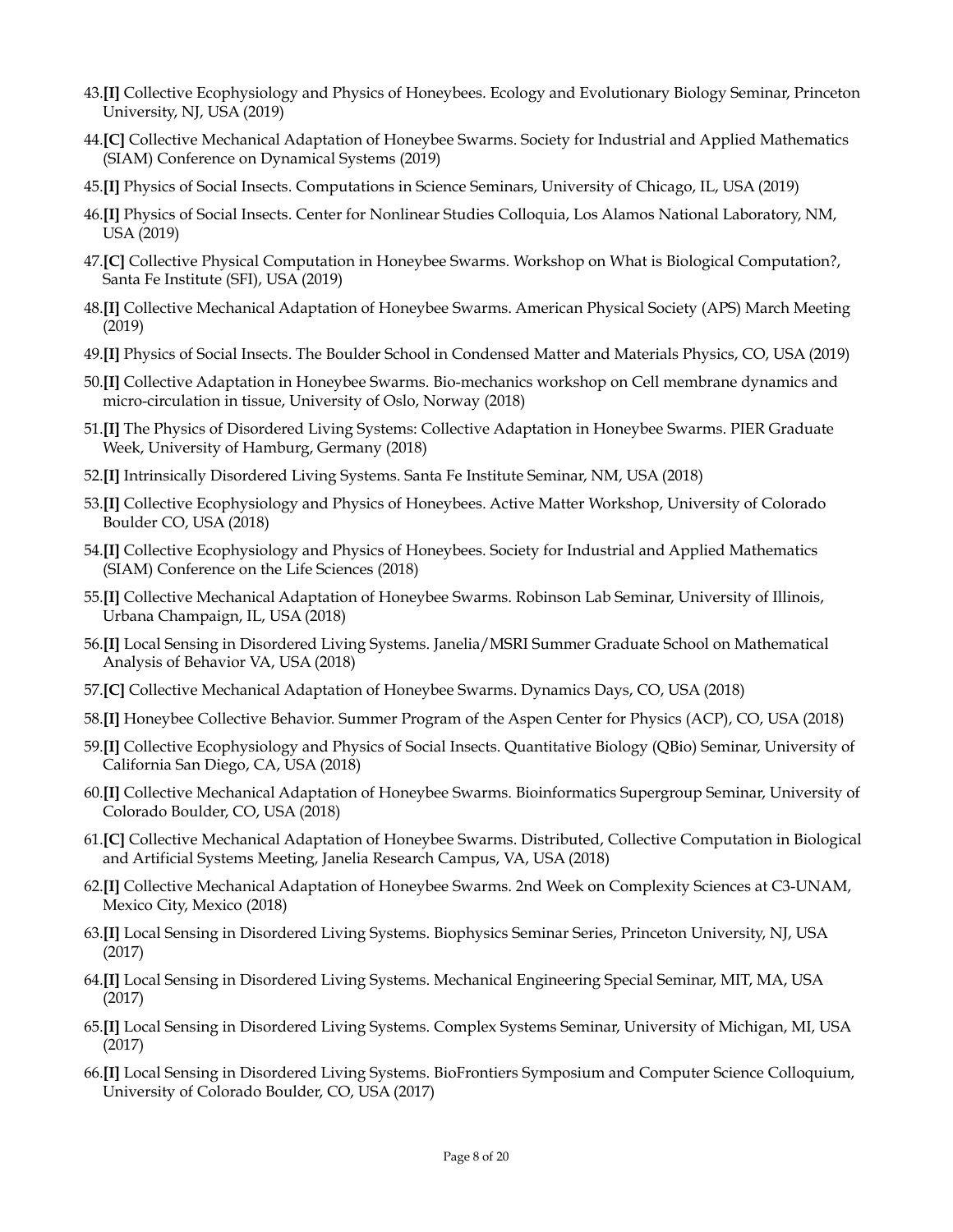43. **[I]** Collective Ecophysiology and Physics of Honeybees. Ecology and Evolutionary Biology Seminar, Princeton University, NJ, USA (2019)
44. **[C]** Collective Mechanical Adaptation of Honeybee Swarms. Society for Industrial and Applied Mathematics (SIAM) Conference on Dynamical Systems (2019)
45. **[I]** Physics of Social Insects. Computations in Science Seminars, University of Chicago, IL, USA (2019)
46. **[I]** Physics of Social Insects. Center for Nonlinear Studies Colloquia, Los Alamos National Laboratory, NM, USA (2019)
47. **[C]** Collective Physical Computation in Honeybee Swarms. Workshop on What is Biological Computation?, Santa Fe Institute (SFI), USA (2019)
48. **[I]** Collective Mechanical Adaptation of Honeybee Swarms. American Physical Society (APS) March Meeting (2019)
49. **[I]** Physics of Social Insects. The Boulder School in Condensed Matter and Materials Physics, CO, USA (2019)
50. **[I]** Collective Adaptation in Honeybee Swarms. Bio-mechanics workshop on Cell membrane dynamics and micro-circulation in tissue, University of Oslo, Norway (2018)
51. **[I]** The Physics of Disordered Living Systems: Collective Adaptation in Honeybee Swarms. PIER Graduate Week, University of Hamburg, Germany (2018)
52. **[I]** Intrinsically Disordered Living Systems. Santa Fe Institute Seminar, NM, USA (2018)
53. **[I]** Collective Ecophysiology and Physics of Honeybees. Active Matter Workshop, University of Colorado Boulder CO, USA (2018)
54. **[I]** Collective Ecophysiology and Physics of Honeybees. Society for Industrial and Applied Mathematics (SIAM) Conference on the Life Sciences (2018)
55. **[I]** Collective Mechanical Adaptation of Honeybee Swarms. Robinson Lab Seminar, University of Illinois, Urbana Champaign, IL, USA (2018)
56. **[I]** Local Sensing in Disordered Living Systems. Janelia/MSRI Summer Graduate School on Mathematical Analysis of Behavior VA, USA (2018)
57. **[C]** Collective Mechanical Adaptation of Honeybee Swarms. Dynamics Days, CO, USA (2018)
58. **[I]** Honeybee Collective Behavior. Summer Program of the Aspen Center for Physics (ACP), CO, USA (2018)
59. **[I]** Collective Ecophysiology and Physics of Social Insects. Quantitative Biology (QBio) Seminar, University of California San Diego, CA, USA (2018)
60. **[I]** Collective Mechanical Adaptation of Honeybee Swarms. Bioinformatics Supergroup Seminar, University of Colorado Boulder, CO, USA (2018)
61. **[C]** Collective Mechanical Adaptation of Honeybee Swarms. Distributed, Collective Computation in Biological and Artificial Systems Meeting, Janelia Research Campus, VA, USA (2018)
62. **[I]** Collective Mechanical Adaptation of Honeybee Swarms. 2nd Week on Complexity Sciences at C3-UNAM, Mexico City, Mexico (2018)
63. **[I]** Local Sensing in Disordered Living Systems. Biophysics Seminar Series, Princeton University, NJ, USA (2017)
64. **[I]** Local Sensing in Disordered Living Systems. Mechanical Engineering Special Seminar, MIT, MA, USA (2017)
65. **[I]** Local Sensing in Disordered Living Systems. Complex Systems Seminar, University of Michigan, MI, USA (2017)
66. **[I]** Local Sensing in Disordered Living Systems. BioFrontiers Symposium and Computer Science Colloquium, University of Colorado Boulder, CO, USA (2017)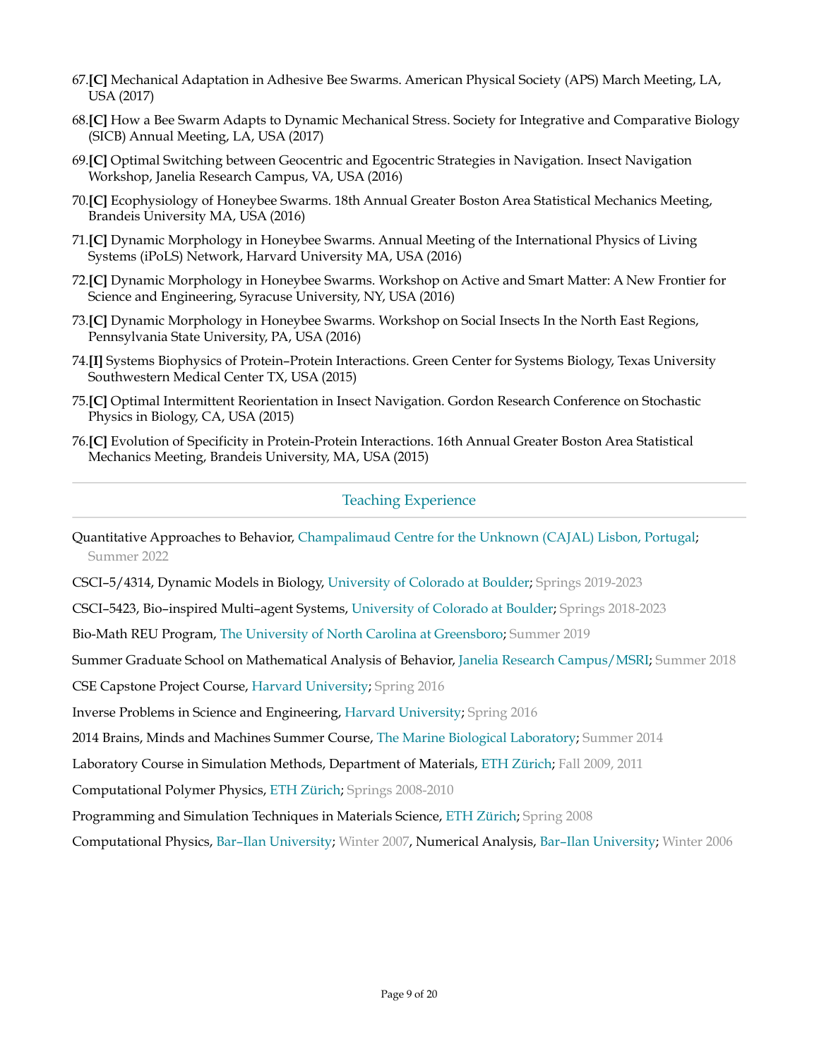67. **[C]** Mechanical Adaptation in Adhesive Bee Swarms. American Physical Society (APS) March Meeting, LA, USA (2017)
68. **[C]** How a Bee Swarm Adapts to Dynamic Mechanical Stress. Society for Integrative and Comparative Biology (SICB) Annual Meeting, LA, USA (2017)
69. **[C]** Optimal Switching between Geocentric and Egocentric Strategies in Navigation. Insect Navigation Workshop, Janelia Research Campus, VA, USA (2016)
70. **[C]** Ecophysiology of Honeybee Swarms. 18th Annual Greater Boston Area Statistical Mechanics Meeting, Brandeis University MA, USA (2016)
71. **[C]** Dynamic Morphology in Honeybee Swarms. Annual Meeting of the International Physics of Living Systems (iPoLS) Network, Harvard University MA, USA (2016)
72. **[C]** Dynamic Morphology in Honeybee Swarms. Workshop on Active and Smart Matter: A New Frontier for Science and Engineering, Syracuse University, NY, USA (2016)
73. **[C]** Dynamic Morphology in Honeybee Swarms. Workshop on Social Insects In the North East Regions, Pennsylvania State University, PA, USA (2016)
74. **[I]** Systems Biophysics of Protein–Protein Interactions. Green Center for Systems Biology, Texas University Southwestern Medical Center TX, USA (2015)
75. **[C]** Optimal Intermittent Reorientation in Insect Navigation. Gordon Research Conference on Stochastic Physics in Biology, CA, USA (2015)
76. **[C]** Evolution of Specificity in Protein-Protein Interactions. 16th Annual Greater Boston Area Statistical Mechanics Meeting, Brandeis University, MA, USA (2015)

## Teaching Experience

Quantitative Approaches to Behavior, Champalimaud Centre for the Unknown (CAJAL) Lisbon, Portugal; Summer 2022

CSCI–5/4314, Dynamic Models in Biology, University of Colorado at Boulder; Springs 2019-2023

CSCI–5423, Bio–inspired Multi–agent Systems, University of Colorado at Boulder; Springs 2018-2023

Bio-Math REU Program, The University of North Carolina at Greensboro; Summer 2019

Summer Graduate School on Mathematical Analysis of Behavior, Janelia Research Campus/MSRI; Summer 2018

CSE Capstone Project Course, Harvard University; Spring 2016

Inverse Problems in Science and Engineering, Harvard University; Spring 2016

2014 Brains, Minds and Machines Summer Course, The Marine Biological Laboratory; Summer 2014

Laboratory Course in Simulation Methods, Department of Materials, ETH Zürich; Fall 2009, 2011

Computational Polymer Physics, ETH Zürich; Springs 2008-2010

Programming and Simulation Techniques in Materials Science, ETH Zürich; Spring 2008

Computational Physics, Bar–Ilan University; Winter 2007, Numerical Analysis, Bar–Ilan University; Winter 2006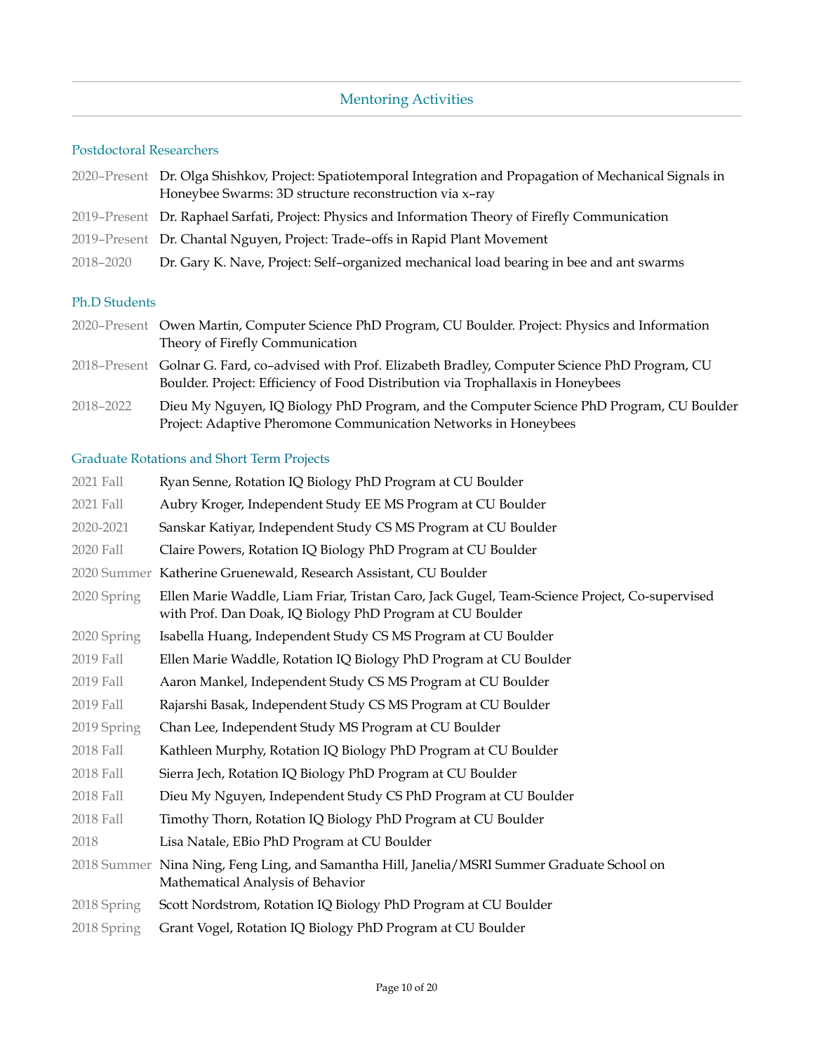## Mentoring Activities

### Postdoctoral Researchers

- 2020–Present Dr. Olga Shishkov, Project: Spatiotemporal Integration and Propagation of Mechanical Signals in Honeybee Swarms: 3D structure reconstruction via x–ray
- 2019–Present Dr. Raphael Sarfati, Project: Physics and Information Theory of Firefly Communication
- 2019–Present Dr. Chantal Nguyen, Project: Trade–offs in Rapid Plant Movement
- 2018–2020 Dr. Gary K. Nave, Project: Self–organized mechanical load bearing in bee and ant swarms

### Ph.D Students

- 2020–Present Owen Martin, Computer Science PhD Program, CU Boulder. Project: Physics and Information Theory of Firefly Communication
- 2018–Present Golnar G. Fard, co–advised with Prof. Elizabeth Bradley, Computer Science PhD Program, CU Boulder. Project: Efficiency of Food Distribution via Trophallaxis in Honeybees
- 2018–2022 Dieu My Nguyen, IQ Biology PhD Program, and the Computer Science PhD Program, CU Boulder Project: Adaptive Pheromone Communication Networks in Honeybees

### Graduate Rotations and Short Term Projects

- 2021 Fall Ryan Senne, Rotation IQ Biology PhD Program at CU Boulder
- 2021 Fall Aubry Kroger, Independent Study EE MS Program at CU Boulder
- 2020-2021 Sanskar Katiyar, Independent Study CS MS Program at CU Boulder
- 2020 Fall Claire Powers, Rotation IQ Biology PhD Program at CU Boulder
- 2020 Summer Katherine Gruenewald, Research Assistant, CU Boulder
- 2020 Spring Ellen Marie Waddle, Liam Friar, Tristan Caro, Jack Gugel, Team-Science Project, Co-supervised with Prof. Dan Doak, IQ Biology PhD Program at CU Boulder
- 2020 Spring Isabella Huang, Independent Study CS MS Program at CU Boulder
- 2019 Fall Ellen Marie Waddle, Rotation IQ Biology PhD Program at CU Boulder
- 2019 Fall Aaron Mankel, Independent Study CS MS Program at CU Boulder
- 2019 Fall Rajarshi Basak, Independent Study CS MS Program at CU Boulder
- 2019 Spring Chan Lee, Independent Study MS Program at CU Boulder
- 2018 Fall Kathleen Murphy, Rotation IQ Biology PhD Program at CU Boulder
- 2018 Fall Sierra Jech, Rotation IQ Biology PhD Program at CU Boulder
- 2018 Fall Dieu My Nguyen, Independent Study CS PhD Program at CU Boulder
- 2018 Fall Timothy Thorn, Rotation IQ Biology PhD Program at CU Boulder
- 2018 Lisa Natale, EBio PhD Program at CU Boulder
- 2018 Summer Nina Ning, Feng Ling, and Samantha Hill, Janelia/MSRI Summer Graduate School on Mathematical Analysis of Behavior
- 2018 Spring Scott Nordstrom, Rotation IQ Biology PhD Program at CU Boulder
- 2018 Spring Grant Vogel, Rotation IQ Biology PhD Program at CU Boulder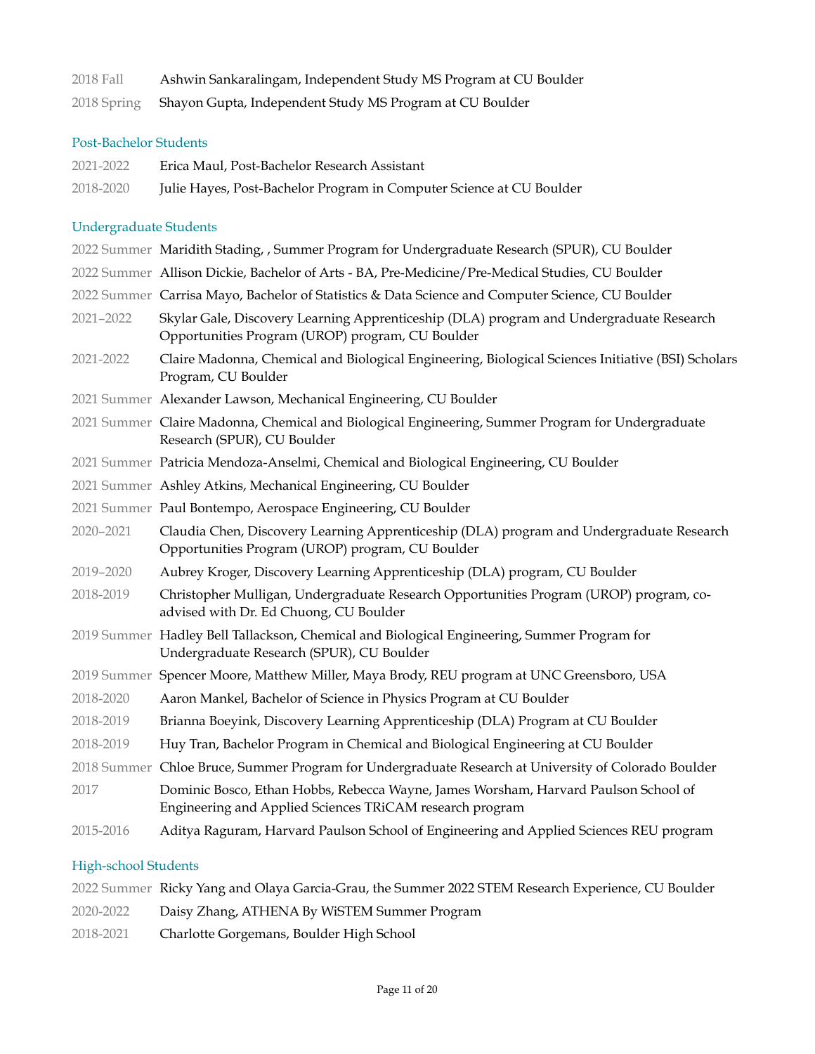2018 Fall Ashwin Sankaralingam, Independent Study MS Program at CU Boulder

2018 Spring Shayon Gupta, Independent Study MS Program at CU Boulder

### Post-Bachelor Students

2021-2022 Erica Maul, Post-Bachelor Research Assistant

2018-2020 Julie Hayes, Post-Bachelor Program in Computer Science at CU Boulder

### Undergraduate Students

2022 Summer Maridith Stading, , Summer Program for Undergraduate Research (SPUR), CU Boulder

2022 Summer Allison Dickie, Bachelor of Arts - BA, Pre-Medicine/Pre-Medical Studies, CU Boulder

2022 Summer Carrisa Mayo, Bachelor of Statistics & Data Science and Computer Science, CU Boulder

2021–2022 Skylar Gale, Discovery Learning Apprenticeship (DLA) program and Undergraduate Research Opportunities Program (UROP) program, CU Boulder

2021-2022 Claire Madonna, Chemical and Biological Engineering, Biological Sciences Initiative (BSI) Scholars Program, CU Boulder

2021 Summer Alexander Lawson, Mechanical Engineering, CU Boulder

2021 Summer Claire Madonna, Chemical and Biological Engineering, Summer Program for Undergraduate Research (SPUR), CU Boulder

2021 Summer Patricia Mendoza-Anselmi, Chemical and Biological Engineering, CU Boulder

2021 Summer Ashley Atkins, Mechanical Engineering, CU Boulder

2021 Summer Paul Bontempo, Aerospace Engineering, CU Boulder

2020–2021 Claudia Chen, Discovery Learning Apprenticeship (DLA) program and Undergraduate Research Opportunities Program (UROP) program, CU Boulder

2019–2020 Aubrey Kroger, Discovery Learning Apprenticeship (DLA) program, CU Boulder

2018-2019 Christopher Mulligan, Undergraduate Research Opportunities Program (UROP) program, co-advised with Dr. Ed Chuong, CU Boulder

2019 Summer Hadley Bell Tallackson, Chemical and Biological Engineering, Summer Program for Undergraduate Research (SPUR), CU Boulder

2019 Summer Spencer Moore, Matthew Miller, Maya Brody, REU program at UNC Greensboro, USA

2018-2020 Aaron Mankel, Bachelor of Science in Physics Program at CU Boulder

2018-2019 Brianna Boeyink, Discovery Learning Apprenticeship (DLA) Program at CU Boulder

2018-2019 Huy Tran, Bachelor Program in Chemical and Biological Engineering at CU Boulder

2018 Summer Chloe Bruce, Summer Program for Undergraduate Research at University of Colorado Boulder

2017 Dominic Bosco, Ethan Hobbs, Rebecca Wayne, James Worsham, Harvard Paulson School of Engineering and Applied Sciences TRiCAM research program

2015-2016 Aditya Raguram, Harvard Paulson School of Engineering and Applied Sciences REU program

### High-school Students

2022 Summer Ricky Yang and Olaya Garcia-Grau, the Summer 2022 STEM Research Experience, CU Boulder

2020-2022 Daisy Zhang, ATHENA By WiSTEM Summer Program

2018-2021 Charlotte Gorgemans, Boulder High School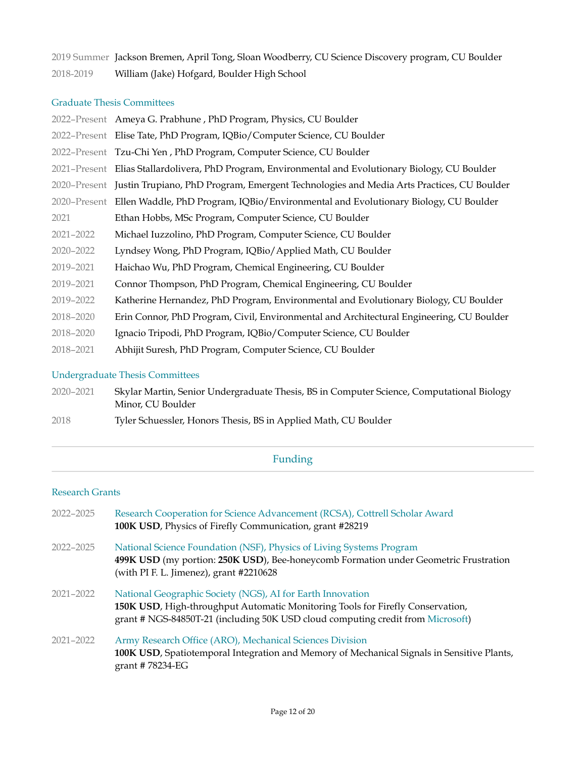2019 Summer Jackson Bremen, April Tong, Sloan Woodberry, CU Science Discovery program, CU Boulder

2018-2019 William (Jake) Hofgard, Boulder High School

### Graduate Thesis Committees

2022–Present Ameya G. Prabhune , PhD Program, Physics, CU Boulder

2022–Present Elise Tate, PhD Program, IQBio/Computer Science, CU Boulder

2022–Present Tzu-Chi Yen , PhD Program, Computer Science, CU Boulder

2021–Present Elias Stallardolivera, PhD Program, Environmental and Evolutionary Biology, CU Boulder

2020–Present Justin Trupiano, PhD Program, Emergent Technologies and Media Arts Practices, CU Boulder

2020–Present Ellen Waddle, PhD Program, IQBio/Environmental and Evolutionary Biology, CU Boulder

2021 Ethan Hobbs, MSc Program, Computer Science, CU Boulder

2021–2022 Michael Iuzzolino, PhD Program, Computer Science, CU Boulder

2020–2022 Lyndsey Wong, PhD Program, IQBio/Applied Math, CU Boulder

2019–2021 Haichao Wu, PhD Program, Chemical Engineering, CU Boulder

2019–2021 Connor Thompson, PhD Program, Chemical Engineering, CU Boulder

2019–2022 Katherine Hernandez, PhD Program, Environmental and Evolutionary Biology, CU Boulder

2018–2020 Erin Connor, PhD Program, Civil, Environmental and Architectural Engineering, CU Boulder

2018–2020 Ignacio Tripodi, PhD Program, IQBio/Computer Science, CU Boulder

2018–2021 Abhijit Suresh, PhD Program, Computer Science, CU Boulder

### Undergraduate Thesis Committees

2020–2021 Skylar Martin, Senior Undergraduate Thesis, BS in Computer Science, Computational Biology Minor, CU Boulder

2018 Tyler Schuessler, Honors Thesis, BS in Applied Math, CU Boulder

## Funding

### Research Grants

2022–2025 Research Cooperation for Science Advancement (RCSA), Cottrell Scholar Award
**100K USD**, Physics of Firefly Communication, grant #28219

2022–2025 National Science Foundation (NSF), Physics of Living Systems Program
**499K USD** (my portion: **250K USD**), Bee-honeycomb Formation under Geometric Frustration (with PI F. L. Jimenez), grant #2210628

2021–2022 National Geographic Society (NGS), AI for Earth Innovation
**150K USD**, High-throughput Automatic Monitoring Tools for Firefly Conservation, grant # NGS-84850T-21 (including 50K USD cloud computing credit from Microsoft)

2021–2022 Army Research Office (ARO), Mechanical Sciences Division
**100K USD**, Spatiotemporal Integration and Memory of Mechanical Signals in Sensitive Plants, grant # 78234-EG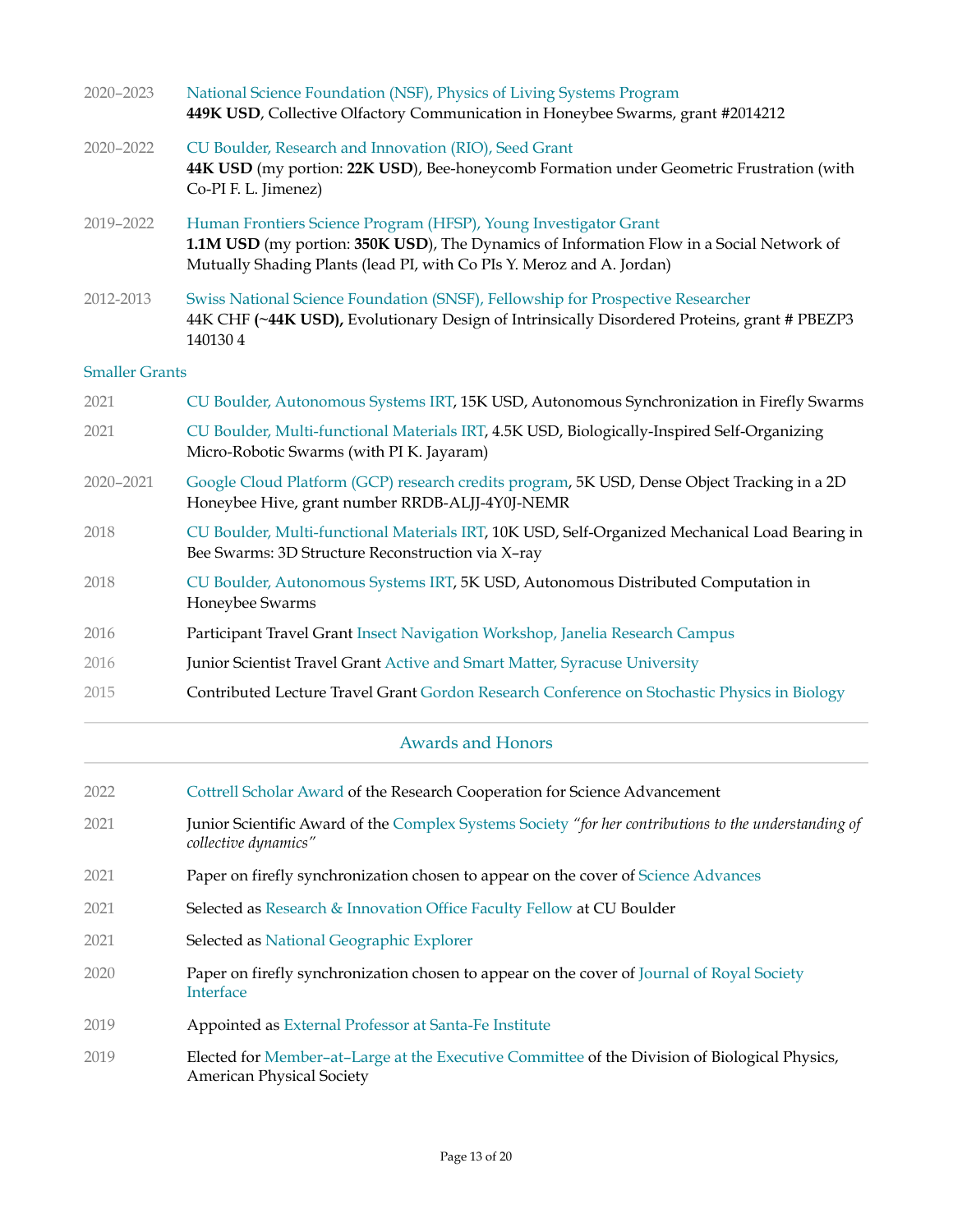2020–2023 National Science Foundation (NSF), Physics of Living Systems Program
**449K USD**, Collective Olfactory Communication in Honeybee Swarms, grant #2014212

2020–2022 CU Boulder, Research and Innovation (RIO), Seed Grant
**44K USD** (my portion: **22K USD**), Bee-honeycomb Formation under Geometric Frustration (with Co-PI F. L. Jimenez)

2019–2022 Human Frontiers Science Program (HFSP), Young Investigator Grant
**1.1M USD** (my portion: **350K USD**), The Dynamics of Information Flow in a Social Network of Mutually Shading Plants (lead PI, with Co PIs Y. Meroz and A. Jordan)

2012-2013 Swiss National Science Foundation (SNSF), Fellowship for Prospective Researcher
44K CHF **(~44K USD),** Evolutionary Design of Intrinsically Disordered Proteins, grant # PBEZP3 140130 4

### Smaller Grants

2021 CU Boulder, Autonomous Systems IRT, 15K USD, Autonomous Synchronization in Firefly Swarms

2021 CU Boulder, Multi-functional Materials IRT, 4.5K USD, Biologically-Inspired Self-Organizing Micro-Robotic Swarms (with PI K. Jayaram)

2020–2021 Google Cloud Platform (GCP) research credits program, 5K USD, Dense Object Tracking in a 2D Honeybee Hive, grant number RRDB-ALJJ-4Y0J-NEMR

2018 CU Boulder, Multi-functional Materials IRT, 10K USD, Self-Organized Mechanical Load Bearing in Bee Swarms: 3D Structure Reconstruction via X–ray

2018 CU Boulder, Autonomous Systems IRT, 5K USD, Autonomous Distributed Computation in Honeybee Swarms

2016 Participant Travel Grant Insect Navigation Workshop, Janelia Research Campus

2016 Junior Scientist Travel Grant Active and Smart Matter, Syracuse University

2015 Contributed Lecture Travel Grant Gordon Research Conference on Stochastic Physics in Biology

## Awards and Honors

2022 Cottrell Scholar Award of the Research Cooperation for Science Advancement

2021 Junior Scientific Award of the Complex Systems Society *"for her contributions to the understanding of collective dynamics"*

2021 Paper on firefly synchronization chosen to appear on the cover of Science Advances

2021 Selected as Research & Innovation Office Faculty Fellow at CU Boulder

2021 Selected as National Geographic Explorer

2020 Paper on firefly synchronization chosen to appear on the cover of Journal of Royal Society Interface

2019 Appointed as External Professor at Santa-Fe Institute

2019 Elected for Member–at–Large at the Executive Committee of the Division of Biological Physics, American Physical Society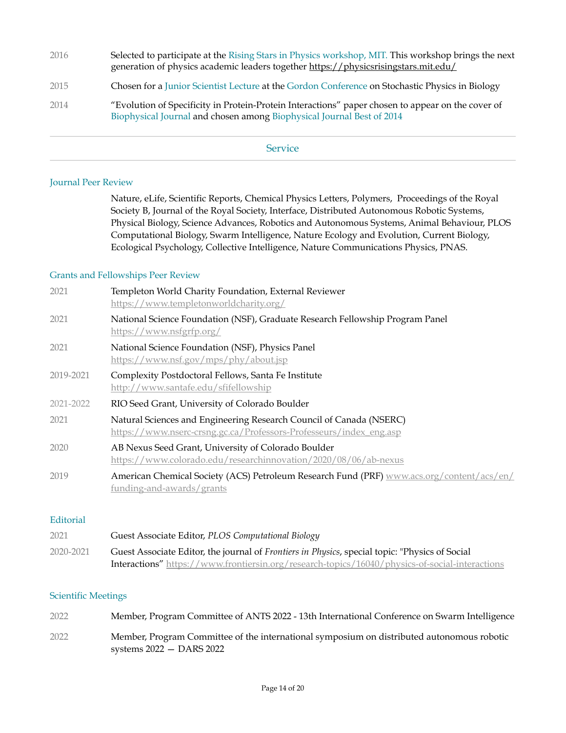2016 Selected to participate at the Rising Stars in Physics workshop, MIT. This workshop brings the next generation of physics academic leaders together https://physicsrisingstars.mit.edu/

2015 Chosen for a Junior Scientist Lecture at the Gordon Conference on Stochastic Physics in Biology

2014 "Evolution of Specificity in Protein-Protein Interactions" paper chosen to appear on the cover of Biophysical Journal and chosen among Biophysical Journal Best of 2014

## Service

### Journal Peer Review

Nature, eLife, Scientific Reports, Chemical Physics Letters, Polymers, Proceedings of the Royal Society B, Journal of the Royal Society, Interface, Distributed Autonomous Robotic Systems, Physical Biology, Science Advances, Robotics and Autonomous Systems, Animal Behaviour, PLOS Computational Biology, Swarm Intelligence, Nature Ecology and Evolution, Current Biology, Ecological Psychology, Collective Intelligence, Nature Communications Physics, PNAS.

### Grants and Fellowships Peer Review

2021 Templeton World Charity Foundation, External Reviewer https://www.templetonworldcharity.org/

2021 National Science Foundation (NSF), Graduate Research Fellowship Program Panel https://www.nsfgrfp.org/

2021 National Science Foundation (NSF), Physics Panel https://www.nsf.gov/mps/phy/about.jsp

2019-2021 Complexity Postdoctoral Fellows, Santa Fe Institute http://www.santafe.edu/sfifellowship

2021-2022 RIO Seed Grant, University of Colorado Boulder

2021 Natural Sciences and Engineering Research Council of Canada (NSERC) https://www.nserc-crsng.gc.ca/Professors-Professeurs/index_eng.asp

2020 AB Nexus Seed Grant, University of Colorado Boulder https://www.colorado.edu/researchinnovation/2020/08/06/ab-nexus

2019 American Chemical Society (ACS) Petroleum Research Fund (PRF) www.acs.org/content/acs/en/funding-and-awards/grants

### Editorial

2021 Guest Associate Editor, *PLOS Computational Biology*

2020-2021 Guest Associate Editor, the journal of *Frontiers in Physics*, special topic: "Physics of Social Interactions" https://www.frontiersin.org/research-topics/16040/physics-of-social-interactions

### Scientific Meetings

2022 Member, Program Committee of ANTS 2022 - 13th International Conference on Swarm Intelligence

2022 Member, Program Committee of the international symposium on distributed autonomous robotic systems 2022 — DARS 2022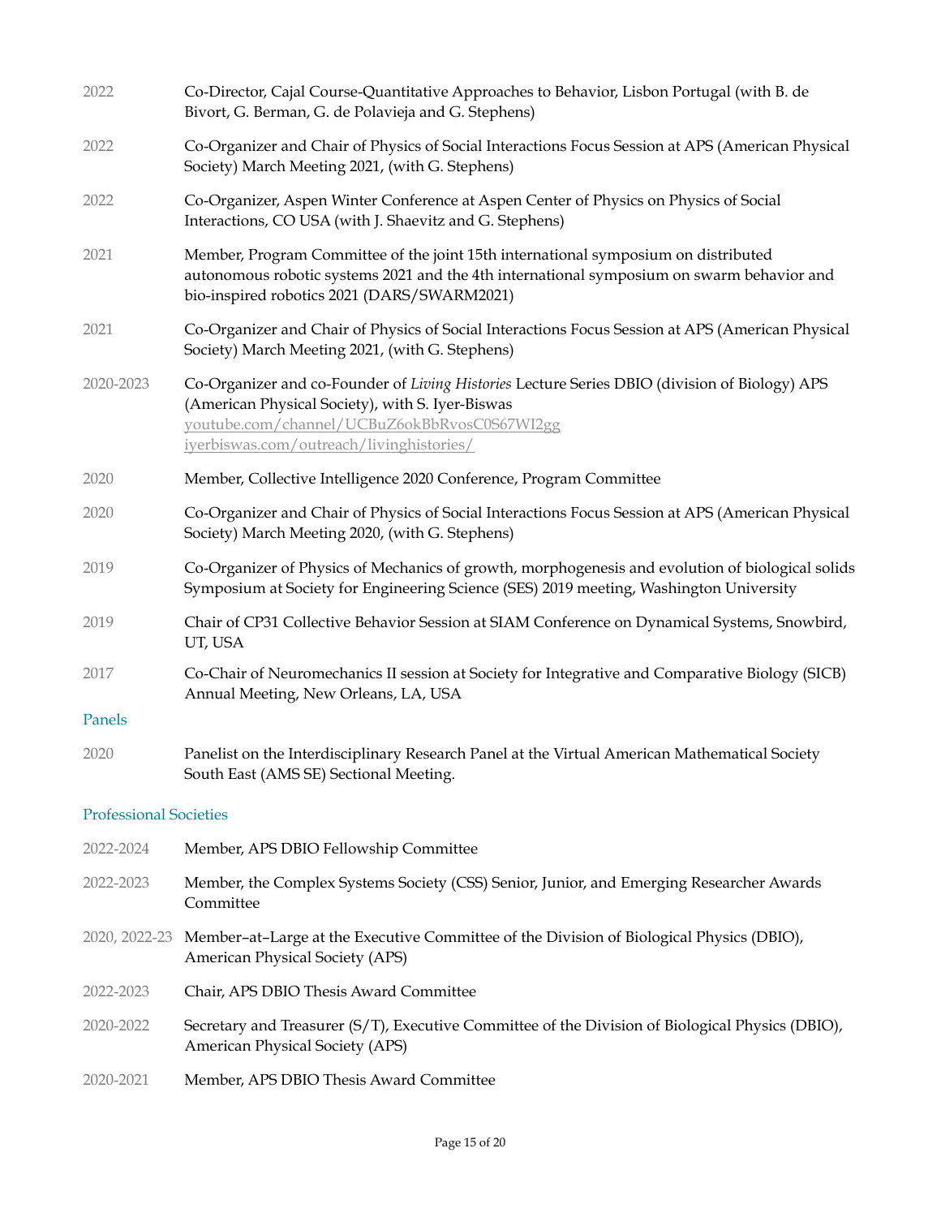| | |
|---|---|
| 2022 | Co-Director, Cajal Course-Quantitative Approaches to Behavior, Lisbon Portugal (with B. de Bivort, G. Berman, G. de Polavieja and G. Stephens) |
| 2022 | Co-Organizer and Chair of Physics of Social Interactions Focus Session at APS (American Physical Society) March Meeting 2021, (with G. Stephens) |
| 2022 | Co-Organizer, Aspen Winter Conference at Aspen Center of Physics on Physics of Social Interactions, CO USA (with J. Shaevitz and G. Stephens) |
| 2021 | Member, Program Committee of the joint 15th international symposium on distributed autonomous robotic systems 2021 and the 4th international symposium on swarm behavior and bio-inspired robotics 2021 (DARS/SWARM2021) |
| 2021 | Co-Organizer and Chair of Physics of Social Interactions Focus Session at APS (American Physical Society) March Meeting 2021, (with G. Stephens) |
| 2020-2023 | Co-Organizer and co-Founder of *Living Histories* Lecture Series DBIO (division of Biology) APS (American Physical Society), with S. Iyer-Biswas youtube.com/channel/UCBuZ6okBbRvosC0S67WI2gg iyerbiswas.com/outreach/livinghistories/ |
| 2020 | Member, Collective Intelligence 2020 Conference, Program Committee |
| 2020 | Co-Organizer and Chair of Physics of Social Interactions Focus Session at APS (American Physical Society) March Meeting 2020, (with G. Stephens) |
| 2019 | Co-Organizer of Physics of Mechanics of growth, morphogenesis and evolution of biological solids Symposium at Society for Engineering Science (SES) 2019 meeting, Washington University |
| 2019 | Chair of CP31 Collective Behavior Session at SIAM Conference on Dynamical Systems, Snowbird, UT, USA |
| 2017 | Co-Chair of Neuromechanics II session at Society for Integrative and Comparative Biology (SICB) Annual Meeting, New Orleans, LA, USA |

## Panels

| | |
|---|---|
| 2020 | Panelist on the Interdisciplinary Research Panel at the Virtual American Mathematical Society South East (AMS SE) Sectional Meeting. |

## Professional Societies

| | |
|---|---|
| 2022-2024 | Member, APS DBIO Fellowship Committee |
| 2022-2023 | Member, the Complex Systems Society (CSS) Senior, Junior, and Emerging Researcher Awards Committee |
| 2020, 2022-23 | Member–at–Large at the Executive Committee of the Division of Biological Physics (DBIO), American Physical Society (APS) |
| 2022-2023 | Chair, APS DBIO Thesis Award Committee |
| 2020-2022 | Secretary and Treasurer (S/T), Executive Committee of the Division of Biological Physics (DBIO), American Physical Society (APS) |
| 2020-2021 | Member, APS DBIO Thesis Award Committee |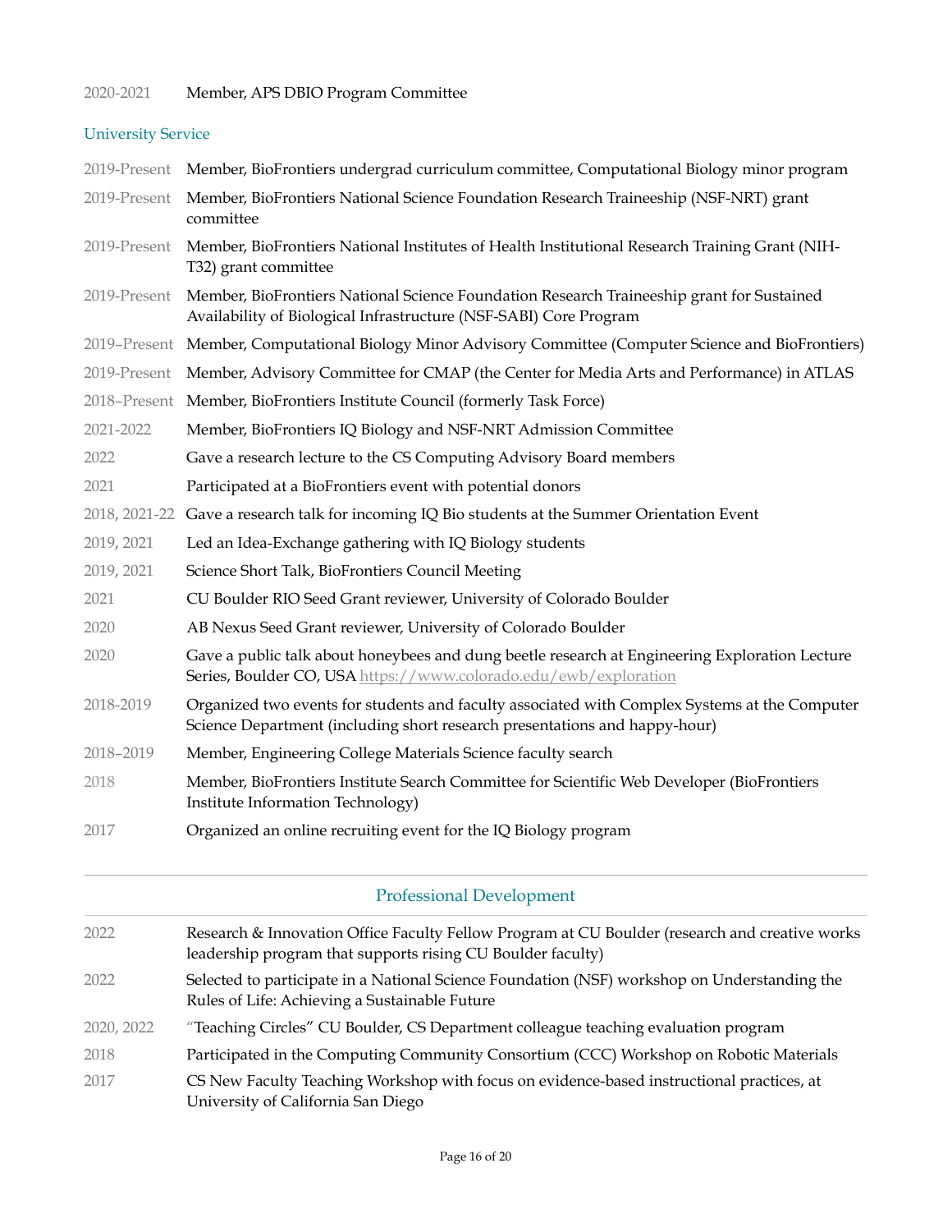| | |
|---|---|
| 2020-2021 | Member, APS DBIO Program Committee |

### University Service

| | |
|---|---|
| 2019-Present | Member, BioFrontiers undergrad curriculum committee, Computational Biology minor program |
| 2019-Present | Member, BioFrontiers National Science Foundation Research Traineeship (NSF-NRT) grant committee |
| 2019-Present | Member, BioFrontiers National Institutes of Health Institutional Research Training Grant (NIH-T32) grant committee |
| 2019-Present | Member, BioFrontiers National Science Foundation Research Traineeship grant for Sustained Availability of Biological Infrastructure (NSF-SABI) Core Program |
| 2019–Present | Member, Computational Biology Minor Advisory Committee (Computer Science and BioFrontiers) |
| 2019-Present | Member, Advisory Committee for CMAP (the Center for Media Arts and Performance) in ATLAS |
| 2018–Present | Member, BioFrontiers Institute Council (formerly Task Force) |
| 2021-2022 | Member, BioFrontiers IQ Biology and NSF-NRT Admission Committee |
| 2022 | Gave a research lecture to the CS Computing Advisory Board members |
| 2021 | Participated at a BioFrontiers event with potential donors |
| 2018, 2021-22 | Gave a research talk for incoming IQ Bio students at the Summer Orientation Event |
| 2019, 2021 | Led an Idea-Exchange gathering with IQ Biology students |
| 2019, 2021 | Science Short Talk, BioFrontiers Council Meeting |
| 2021 | CU Boulder RIO Seed Grant reviewer, University of Colorado Boulder |
| 2020 | AB Nexus Seed Grant reviewer, University of Colorado Boulder |
| 2020 | Gave a public talk about honeybees and dung beetle research at Engineering Exploration Lecture Series, Boulder CO, USA https://www.colorado.edu/ewb/exploration |
| 2018-2019 | Organized two events for students and faculty associated with Complex Systems at the Computer Science Department (including short research presentations and happy-hour) |
| 2018–2019 | Member, Engineering College Materials Science faculty search |
| 2018 | Member, BioFrontiers Institute Search Committee for Scientific Web Developer (BioFrontiers Institute Information Technology) |
| 2017 | Organized an online recruiting event for the IQ Biology program |

## Professional Development

| | |
|---|---|
| 2022 | Research & Innovation Office Faculty Fellow Program at CU Boulder (research and creative works leadership program that supports rising CU Boulder faculty) |
| 2022 | Selected to participate in a National Science Foundation (NSF) workshop on Understanding the Rules of Life: Achieving a Sustainable Future |
| 2020, 2022 | "Teaching Circles" CU Boulder, CS Department colleague teaching evaluation program |
| 2018 | Participated in the Computing Community Consortium (CCC) Workshop on Robotic Materials |
| 2017 | CS New Faculty Teaching Workshop with focus on evidence-based instructional practices, at University of California San Diego |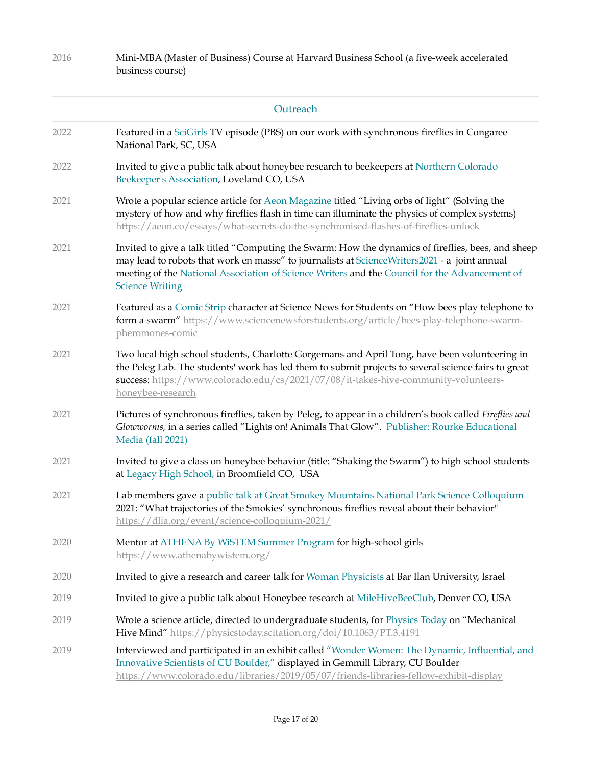2016 Mini-MBA (Master of Business) Course at Harvard Business School (a five-week accelerated business course)

---

## Outreach

---

2022 Featured in a SciGirls TV episode (PBS) on our work with synchronous fireflies in Congaree National Park, SC, USA

2022 Invited to give a public talk about honeybee research to beekeepers at Northern Colorado Beekeeper's Association, Loveland CO, USA

2021 Wrote a popular science article for Aeon Magazine titled "Living orbs of light" (Solving the mystery of how and why fireflies flash in time can illuminate the physics of complex systems) https://aeon.co/essays/what-secrets-do-the-synchronised-flashes-of-fireflies-unlock

2021 Invited to give a talk titled "Computing the Swarm: How the dynamics of fireflies, bees, and sheep may lead to robots that work en masse" to journalists at ScienceWriters2021 - a joint annual meeting of the National Association of Science Writers and the Council for the Advancement of Science Writing

2021 Featured as a Comic Strip character at Science News for Students on "How bees play telephone to form a swarm" https://www.sciencenewsforstudents.org/article/bees-play-telephone-swarm-pheromones-comic

2021 Two local high school students, Charlotte Gorgemans and April Tong, have been volunteering in the Peleg Lab. The students' work has led them to submit projects to several science fairs to great success: https://www.colorado.edu/cs/2021/07/08/it-takes-hive-community-volunteers-honeybee-research

2021 Pictures of synchronous fireflies, taken by Peleg, to appear in a children's book called *Fireflies and Glowworms,* in a series called "Lights on! Animals That Glow". Publisher: Rourke Educational Media (fall 2021)

2021 Invited to give a class on honeybee behavior (title: "Shaking the Swarm") to high school students at Legacy High School, in Broomfield CO, USA

2021 Lab members gave a public talk at Great Smokey Mountains National Park Science Colloquium 2021: "What trajectories of the Smokies' synchronous fireflies reveal about their behavior" https://dlia.org/event/science-colloquium-2021/

2020 Mentor at ATHENA By WiSTEM Summer Program for high-school girls https://www.athenabywistem.org/

2020 Invited to give a research and career talk for Woman Physicists at Bar Ilan University, Israel

2019 Invited to give a public talk about Honeybee research at MileHiveBeeClub, Denver CO, USA

2019 Wrote a science article, directed to undergraduate students, for Physics Today on "Mechanical Hive Mind" https://physicstoday.scitation.org/doi/10.1063/PT.3.4191

2019 Interviewed and participated in an exhibit called "Wonder Women: The Dynamic, Influential, and Innovative Scientists of CU Boulder," displayed in Gemmill Library, CU Boulder https://www.colorado.edu/libraries/2019/05/07/friends-libraries-fellow-exhibit-display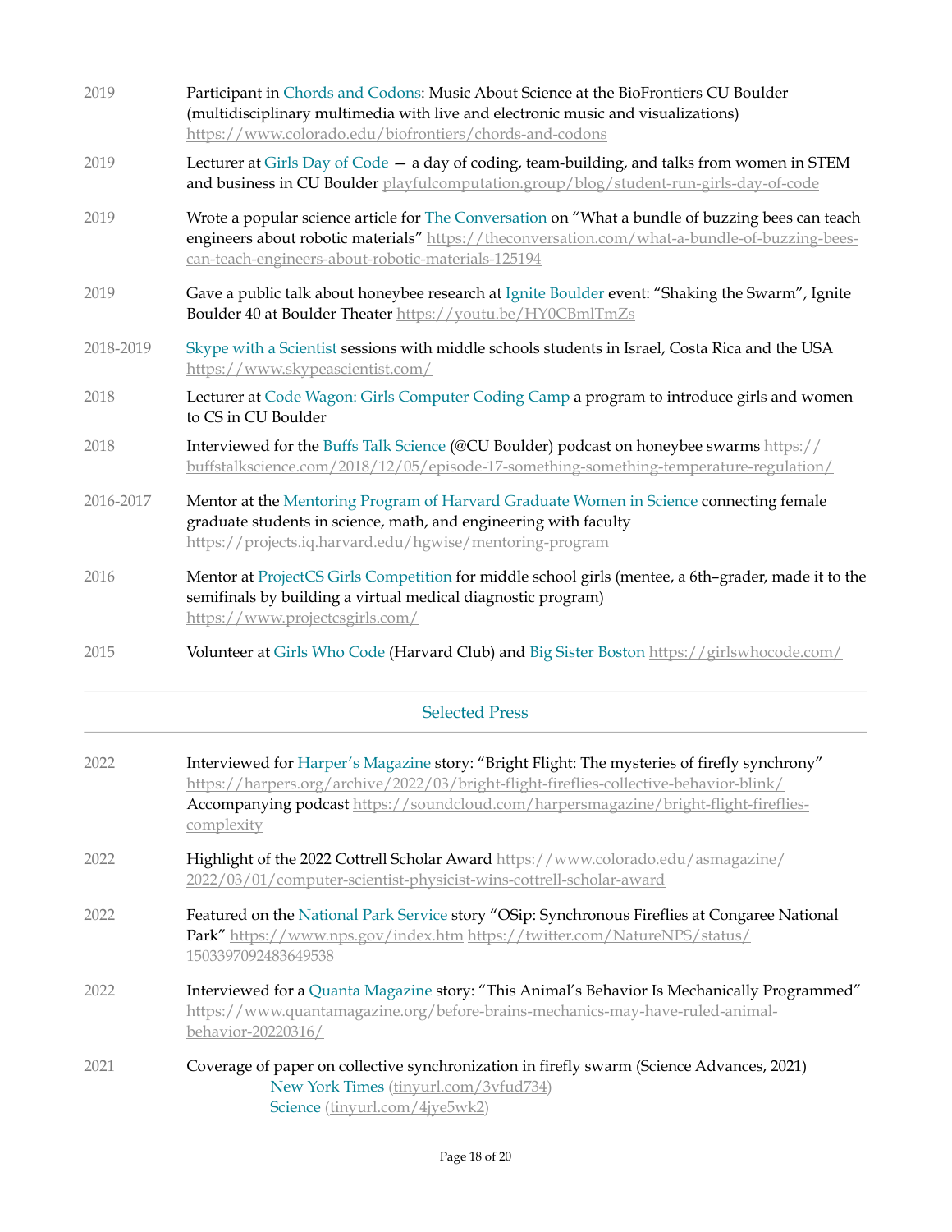2019 Participant in Chords and Codons: Music About Science at the BioFrontiers CU Boulder (multidisciplinary multimedia with live and electronic music and visualizations) https://www.colorado.edu/biofrontiers/chords-and-codons

2019 Lecturer at Girls Day of Code — a day of coding, team-building, and talks from women in STEM and business in CU Boulder playfulcomputation.group/blog/student-run-girls-day-of-code

2019 Wrote a popular science article for The Conversation on "What a bundle of buzzing bees can teach engineers about robotic materials" https://theconversation.com/what-a-bundle-of-buzzing-bees-can-teach-engineers-about-robotic-materials-125194

2019 Gave a public talk about honeybee research at Ignite Boulder event: "Shaking the Swarm", Ignite Boulder 40 at Boulder Theater https://youtu.be/HY0CBmlTmZs

2018-2019 Skype with a Scientist sessions with middle schools students in Israel, Costa Rica and the USA https://www.skypeascientist.com/

2018 Lecturer at Code Wagon: Girls Computer Coding Camp a program to introduce girls and women to CS in CU Boulder

2018 Interviewed for the Buffs Talk Science (@CU Boulder) podcast on honeybee swarms https://buffstalkscience.com/2018/12/05/episode-17-something-something-temperature-regulation/

2016-2017 Mentor at the Mentoring Program of Harvard Graduate Women in Science connecting female graduate students in science, math, and engineering with faculty https://projects.iq.harvard.edu/hgwise/mentoring-program

2016 Mentor at ProjectCS Girls Competition for middle school girls (mentee, a 6th–grader, made it to the semifinals by building a virtual medical diagnostic program) https://www.projectcsgirls.com/

2015 Volunteer at Girls Who Code (Harvard Club) and Big Sister Boston https://girlswhocode.com/

## Selected Press

2022 Interviewed for Harper's Magazine story: "Bright Flight: The mysteries of firefly synchrony" https://harpers.org/archive/2022/03/bright-flight-fireflies-collective-behavior-blink/
Accompanying podcast https://soundcloud.com/harpersmagazine/bright-flight-fireflies-complexity

2022 Highlight of the 2022 Cottrell Scholar Award https://www.colorado.edu/asmagazine/2022/03/01/computer-scientist-physicist-wins-cottrell-scholar-award

2022 Featured on the National Park Service story "OSip: Synchronous Fireflies at Congaree National Park" https://www.nps.gov/index.htm https://twitter.com/NatureNPS/status/1503397092483649538

2022 Interviewed for a Quanta Magazine story: "This Animal's Behavior Is Mechanically Programmed" https://www.quantamagazine.org/before-brains-mechanics-may-have-ruled-animal-behavior-20220316/

2021 Coverage of paper on collective synchronization in firefly swarm (Science Advances, 2021)
- New York Times (tinyurl.com/3vfud734)
- Science (tinyurl.com/4jye5wk2)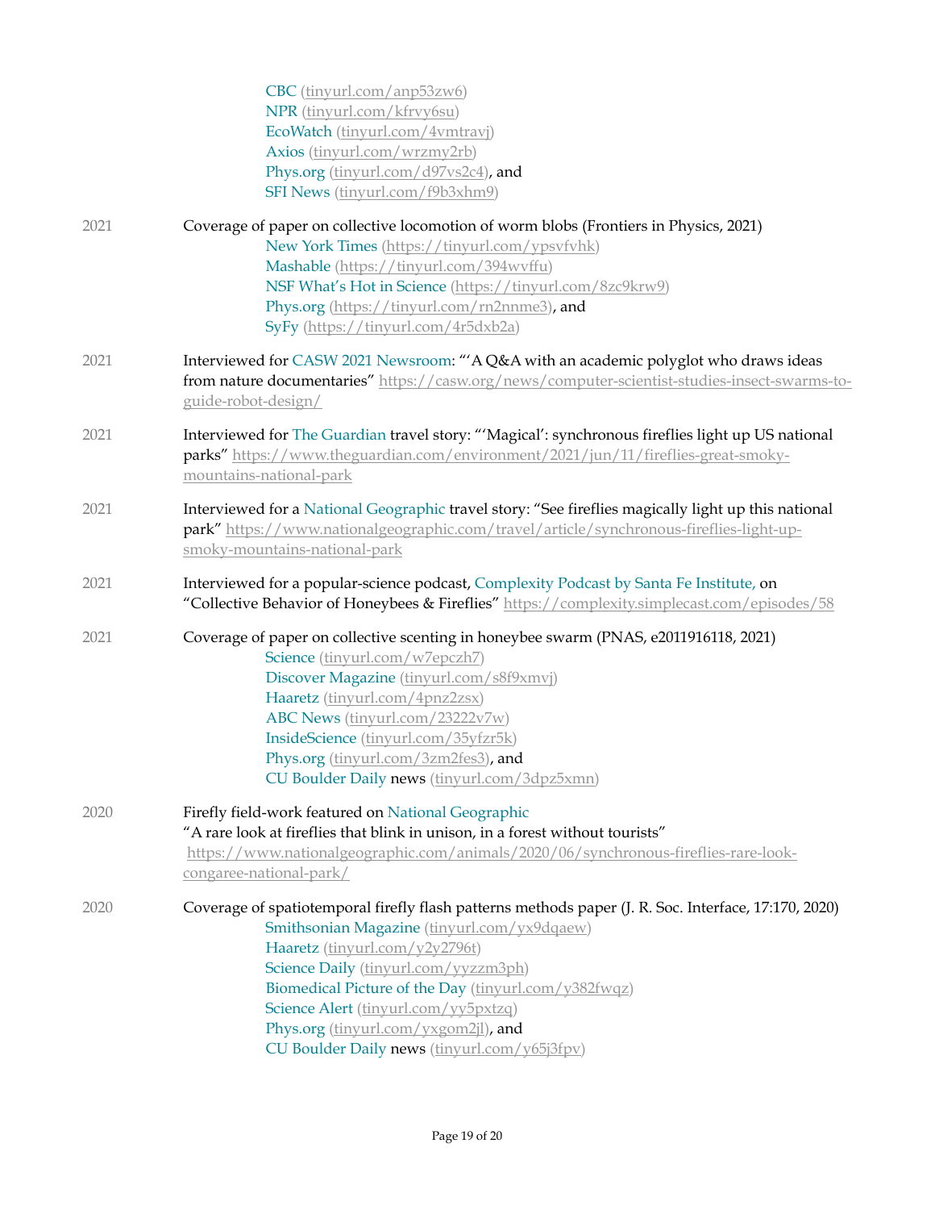CBC (tinyurl.com/anp53zw6)
NPR (tinyurl.com/kfrvy6su)
EcoWatch (tinyurl.com/4vmtravj)
Axios (tinyurl.com/wrzmy2rb)
Phys.org (tinyurl.com/d97vs2c4), and
SFI News (tinyurl.com/f9b3xhm9)

2021 Coverage of paper on collective locomotion of worm blobs (Frontiers in Physics, 2021)
New York Times (https://tinyurl.com/ypsvfvhk)
Mashable (https://tinyurl.com/394wvffu)
NSF What's Hot in Science (https://tinyurl.com/8zc9krw9)
Phys.org (https://tinyurl.com/rn2nnme3), and
SyFy (https://tinyurl.com/4r5dxb2a)

2021 Interviewed for CASW 2021 Newsroom: "'A Q&A with an academic polyglot who draws ideas from nature documentaries" https://casw.org/news/computer-scientist-studies-insect-swarms-to-guide-robot-design/

2021 Interviewed for The Guardian travel story: "'Magical': synchronous fireflies light up US national parks" https://www.theguardian.com/environment/2021/jun/11/fireflies-great-smoky-mountains-national-park

2021 Interviewed for a National Geographic travel story: "See fireflies magically light up this national park" https://www.nationalgeographic.com/travel/article/synchronous-fireflies-light-up-smoky-mountains-national-park

2021 Interviewed for a popular-science podcast, Complexity Podcast by Santa Fe Institute, on "Collective Behavior of Honeybees & Fireflies" https://complexity.simplecast.com/episodes/58

2021 Coverage of paper on collective scenting in honeybee swarm (PNAS, e2011916118, 2021)
Science (tinyurl.com/w7epczh7)
Discover Magazine (tinyurl.com/s8f9xmvj)
Haaretz (tinyurl.com/4pnz2zsx)
ABC News (tinyurl.com/23222v7w)
InsideScience (tinyurl.com/35yfzr5k)
Phys.org (tinyurl.com/3zm2fes3), and
CU Boulder Daily news (tinyurl.com/3dpz5xmn)

2020 Firefly field-work featured on National Geographic
"A rare look at fireflies that blink in unison, in a forest without tourists"
https://www.nationalgeographic.com/animals/2020/06/synchronous-fireflies-rare-look-congaree-national-park/

2020 Coverage of spatiotemporal firefly flash patterns methods paper (J. R. Soc. Interface, 17:170, 2020)
Smithsonian Magazine (tinyurl.com/yx9dqaew)
Haaretz (tinyurl.com/y2y2796t)
Science Daily (tinyurl.com/yyzzm3ph)
Biomedical Picture of the Day (tinyurl.com/y382fwqz)
Science Alert (tinyurl.com/yy5pxtzq)
Phys.org (tinyurl.com/yxgom2jl), and
CU Boulder Daily news (tinyurl.com/y65j3fpv)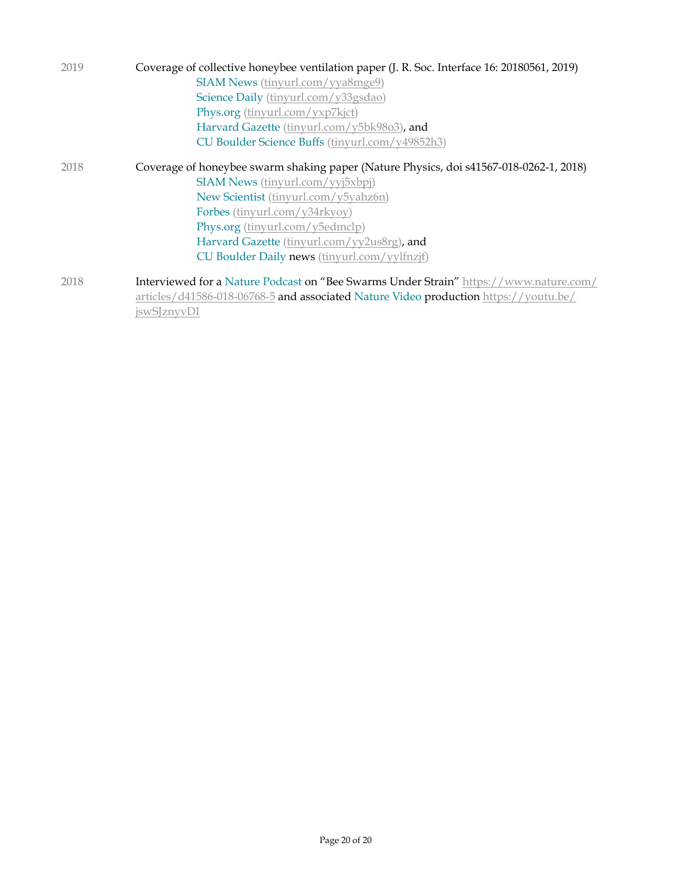2019 Coverage of collective honeybee ventilation paper (J. R. Soc. Interface 16: 20180561, 2019)

- SIAM News (tinyurl.com/yya8mge9)
- Science Daily (tinyurl.com/y33gsdao)
- Phys.org (tinyurl.com/yxp7kjct)
- Harvard Gazette (tinyurl.com/y5bk98o3), and
- CU Boulder Science Buffs (tinyurl.com/y49852h3)

2018 Coverage of honeybee swarm shaking paper (Nature Physics, doi s41567-018-0262-1, 2018)

- SIAM News (tinyurl.com/yyj5xbpj)
- New Scientist (tinyurl.com/y5yahz6n)
- Forbes (tinyurl.com/y34rkyoy)
- Phys.org (tinyurl.com/y5edmclp)
- Harvard Gazette (tinyurl.com/yy2us8rg), and
- CU Boulder Daily news (tinyurl.com/yylfnzjf)

2018 Interviewed for a Nature Podcast on “Bee Swarms Under Strain” https://www.nature.com/articles/d41586-018-06768-5 and associated Nature Video production https://youtu.be/jswSJznyvDI